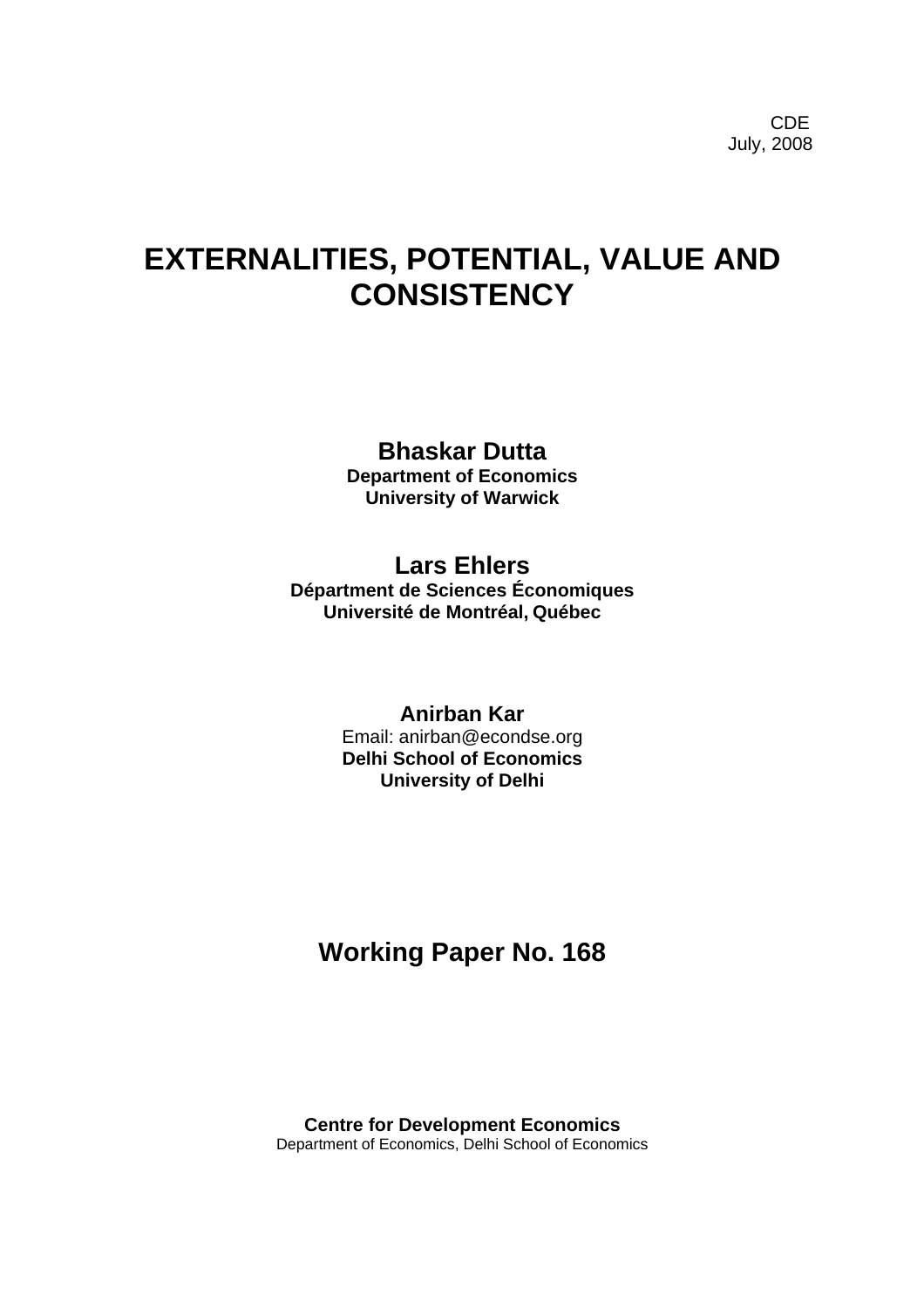CDE
July, 2008

# EXTERNALITIES, POTENTIAL, VALUE AND CONSISTENCY

**Bhaskar Dutta**
**Department of Economics**
**University of Warwick**

**Lars Ehlers**
**Départment de Sciences Économiques**
**Université de Montréal, Québec**

**Anirban Kar**
Email: anirban@econdse.org
**Delhi School of Economics**
**University of Delhi**

## Working Paper No. 168

**Centre for Development Economics**
Department of Economics, Delhi School of Economics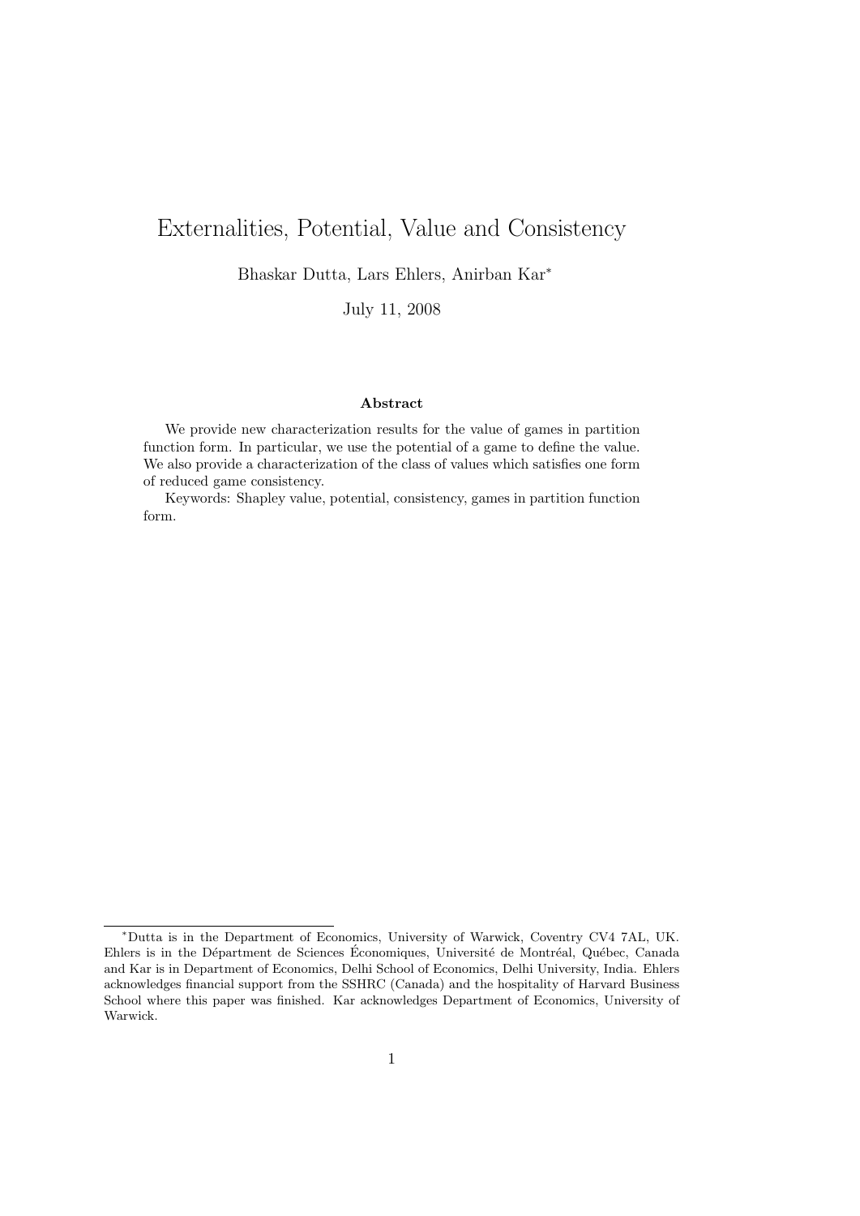# Externalities, Potential, Value and Consistency

Bhaskar Dutta, Lars Ehlers, Anirban Kar*

July 11, 2008

**Abstract**

We provide new characterization results for the value of games in partition function form. In particular, we use the potential of a game to define the value. We also provide a characterization of the class of values which satisfies one form of reduced game consistency.

Keywords: Shapley value, potential, consistency, games in partition function form.

---

*Dutta is in the Department of Economics, University of Warwick, Coventry CV4 7AL, UK. Ehlers is in the Départment de Sciences Économiques, Université de Montréal, Québec, Canada and Kar is in Department of Economics, Delhi School of Economics, Delhi University, India. Ehlers acknowledges financial support from the SSHRC (Canada) and the hospitality of Harvard Business School where this paper was finished. Kar acknowledges Department of Economics, University of Warwick.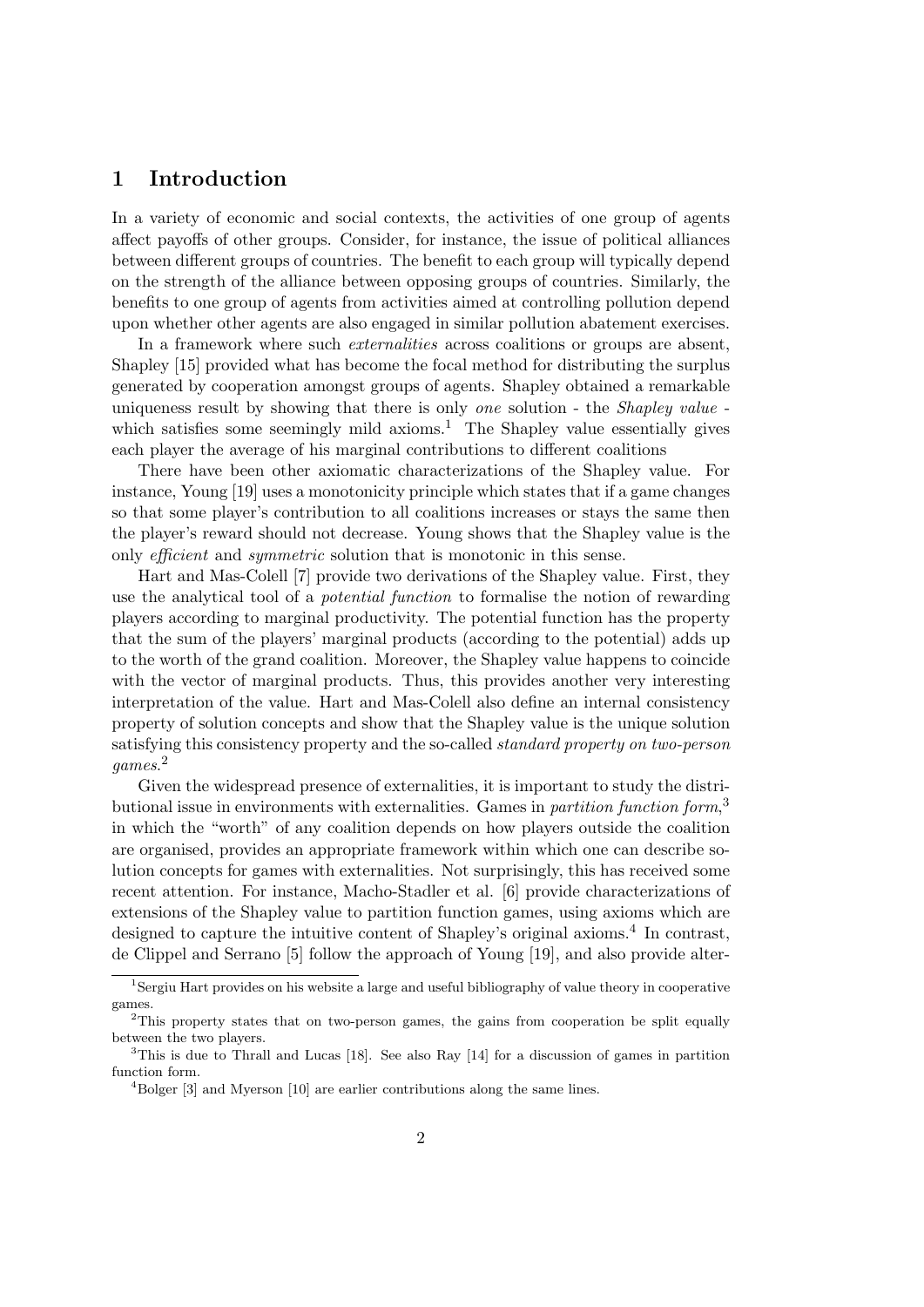# 1 Introduction

In a variety of economic and social contexts, the activities of one group of agents affect payoffs of other groups. Consider, for instance, the issue of political alliances between different groups of countries. The benefit to each group will typically depend on the strength of the alliance between opposing groups of countries. Similarly, the benefits to one group of agents from activities aimed at controlling pollution depend upon whether other agents are also engaged in similar pollution abatement exercises.

In a framework where such *externalities* across coalitions or groups are absent, Shapley [15] provided what has become the focal method for distributing the surplus generated by cooperation amongst groups of agents. Shapley obtained a remarkable uniqueness result by showing that there is only *one* solution - the *Shapley value* - which satisfies some seemingly mild axioms.[1] The Shapley value essentially gives each player the average of his marginal contributions to different coalitions

There have been other axiomatic characterizations of the Shapley value. For instance, Young [19] uses a monotonicity principle which states that if a game changes so that some player's contribution to all coalitions increases or stays the same then the player's reward should not decrease. Young shows that the Shapley value is the only *efficient* and *symmetric* solution that is monotonic in this sense.

Hart and Mas-Colell [7] provide two derivations of the Shapley value. First, they use the analytical tool of a *potential function* to formalise the notion of rewarding players according to marginal productivity. The potential function has the property that the sum of the players' marginal products (according to the potential) adds up to the worth of the grand coalition. Moreover, the Shapley value happens to coincide with the vector of marginal products. Thus, this provides another very interesting interpretation of the value. Hart and Mas-Colell also define an internal consistency property of solution concepts and show that the Shapley value is the unique solution satisfying this consistency property and the so-called *standard property on two-person games*.[2]

Given the widespread presence of externalities, it is important to study the distributional issue in environments with externalities. Games in *partition function form*,[3] in which the "worth" of any coalition depends on how players outside the coalition are organised, provides an appropriate framework within which one can describe solution concepts for games with externalities. Not surprisingly, this has received some recent attention. For instance, Macho-Stadler et al. [6] provide characterizations of extensions of the Shapley value to partition function games, using axioms which are designed to capture the intuitive content of Shapley's original axioms.[4] In contrast, de Clippel and Serrano [5] follow the approach of Young [19], and also provide alter-

[1] Sergiu Hart provides on his website a large and useful bibliography of value theory in cooperative games.

[2] This property states that on two-person games, the gains from cooperation be split equally between the two players.

[3] This is due to Thrall and Lucas [18]. See also Ray [14] for a discussion of games in partition function form.

[4] Bolger [3] and Myerson [10] are earlier contributions along the same lines.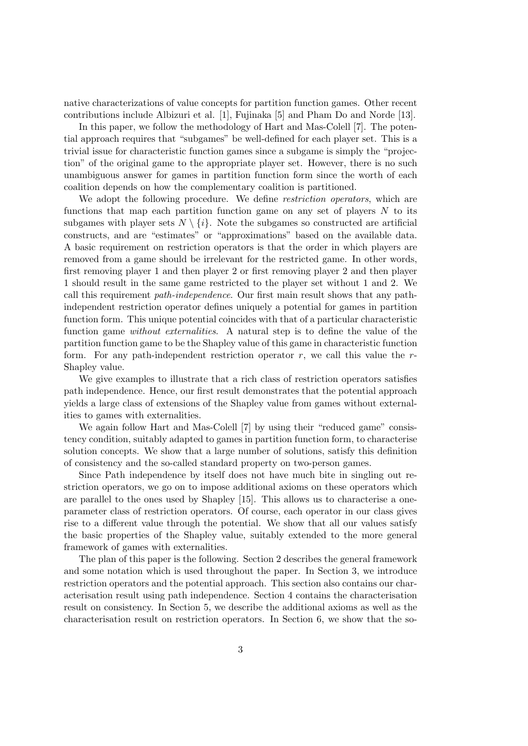native characterizations of value concepts for partition function games. Other recent contributions include Albizuri et al. [1], Fujinaka [5] and Pham Do and Norde [13].

In this paper, we follow the methodology of Hart and Mas-Colell [7]. The potential approach requires that "subgames" be well-defined for each player set. This is a trivial issue for characteristic function games since a subgame is simply the "projection" of the original game to the appropriate player set. However, there is no such unambiguous answer for games in partition function form since the worth of each coalition depends on how the complementary coalition is partitioned.

We adopt the following procedure. We define *restriction operators*, which are functions that map each partition function game on any set of players $N$ to its subgames with player sets $N \setminus \{i\}$. Note the subgames so constructed are artificial constructs, and are "estimates" or "approximations" based on the available data. A basic requirement on restriction operators is that the order in which players are removed from a game should be irrelevant for the restricted game. In other words, first removing player 1 and then player 2 or first removing player 2 and then player 1 should result in the same game restricted to the player set without 1 and 2. We call this requirement *path-independence*. Our first main result shows that any path-independent restriction operator defines uniquely a potential for games in partition function form. This unique potential coincides with that of a particular characteristic function game *without externalities*. A natural step is to define the value of the partition function game to be the Shapley value of this game in characteristic function form. For any path-independent restriction operator $r$, we call this value the $r$-Shapley value.

We give examples to illustrate that a rich class of restriction operators satisfies path independence. Hence, our first result demonstrates that the potential approach yields a large class of extensions of the Shapley value from games without externalities to games with externalities.

We again follow Hart and Mas-Colell [7] by using their "reduced game" consistency condition, suitably adapted to games in partition function form, to characterise solution concepts. We show that a large number of solutions, satisfy this definition of consistency and the so-called standard property on two-person games.

Since Path independence by itself does not have much bite in singling out restriction operators, we go on to impose additional axioms on these operators which are parallel to the ones used by Shapley [15]. This allows us to characterise a one-parameter class of restriction operators. Of course, each operator in our class gives rise to a different value through the potential. We show that all our values satisfy the basic properties of the Shapley value, suitably extended to the more general framework of games with externalities.

The plan of this paper is the following. Section 2 describes the general framework and some notation which is used throughout the paper. In Section 3, we introduce restriction operators and the potential approach. This section also contains our characterisation result using path independence. Section 4 contains the characterisation result on consistency. In Section 5, we describe the additional axioms as well as the characterisation result on restriction operators. In Section 6, we show that the so-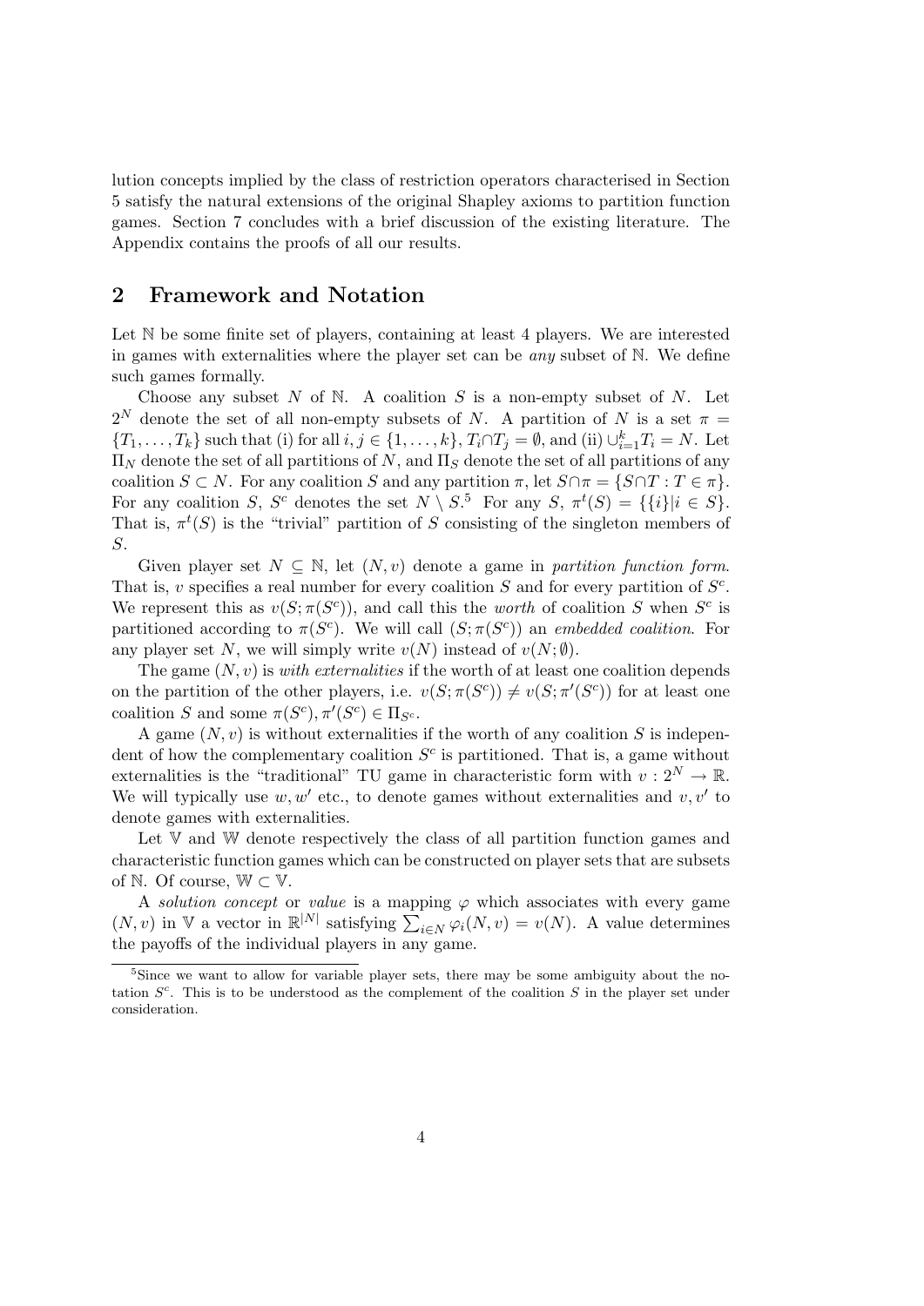lution concepts implied by the class of restriction operators characterised in Section 5 satisfy the natural extensions of the original Shapley axioms to partition function games. Section 7 concludes with a brief discussion of the existing literature. The Appendix contains the proofs of all our results.

## 2 Framework and Notation

Let $\mathbb{N}$ be some finite set of players, containing at least 4 players. We are interested in games with externalities where the player set can be *any* subset of $\mathbb{N}$. We define such games formally.

Choose any subset $N$ of $\mathbb{N}$. A coalition $S$ is a non-empty subset of $N$. Let $2^N$ denote the set of all non-empty subsets of $N$. A partition of $N$ is a set $\pi = \{T_1, \ldots, T_k\}$ such that (i) for all $i, j \in \{1, \ldots, k\}$, $T_i \cap T_j = \emptyset$, and (ii) $\cup_{i=1}^k T_i = N$. Let $\Pi_N$ denote the set of all partitions of $N$, and $\Pi_S$ denote the set of all partitions of any coalition $S \subset N$. For any coalition $S$ and any partition $\pi$, let $S \cap \pi = \{S \cap T : T \in \pi\}$. For any coalition $S$, $S^c$ denotes the set $N \setminus S$.[5] For any $S$, $\pi^t(S) = \{\{i\} | i \in S\}$. That is, $\pi^t(S)$ is the "trivial" partition of $S$ consisting of the singleton members of $S$.

Given player set $N \subseteq \mathbb{N}$, let $(N, v)$ denote a game in *partition function form*. That is, $v$ specifies a real number for every coalition $S$ and for every partition of $S^c$. We represent this as $v(S; \pi(S^c))$, and call this the *worth* of coalition $S$ when $S^c$ is partitioned according to $\pi(S^c)$. We will call $(S; \pi(S^c))$ an *embedded coalition*. For any player set $N$, we will simply write $v(N)$ instead of $v(N; \emptyset)$.

The game $(N, v)$ is *with externalities* if the worth of at least one coalition depends on the partition of the other players, i.e. $v(S; \pi(S^c)) \neq v(S; \pi'(S^c))$ for at least one coalition $S$ and some $\pi(S^c), \pi'(S^c) \in \Pi_{S^c}$.

A game $(N, v)$ is without externalities if the worth of any coalition $S$ is independent of how the complementary coalition $S^c$ is partitioned. That is, a game without externalities is the "traditional" TU game in characteristic form with $v : 2^N \to \mathbb{R}$. We will typically use $w, w'$ etc., to denote games without externalities and $v, v'$ to denote games with externalities.

Let $\mathbb{V}$ and $\mathbb{W}$ denote respectively the class of all partition function games and characteristic function games which can be constructed on player sets that are subsets of $\mathbb{N}$. Of course, $\mathbb{W} \subset \mathbb{V}$.

A *solution concept* or *value* is a mapping $\varphi$ which associates with every game $(N, v)$ in $\mathbb{V}$ a vector in $\mathbb{R}^{|N|}$ satisfying $\sum_{i \in N} \varphi_i(N, v) = v(N)$. A value determines the payoffs of the individual players in any game.

[5] Since we want to allow for variable player sets, there may be some ambiguity about the notation $S^c$. This is to be understood as the complement of the coalition $S$ in the player set under consideration.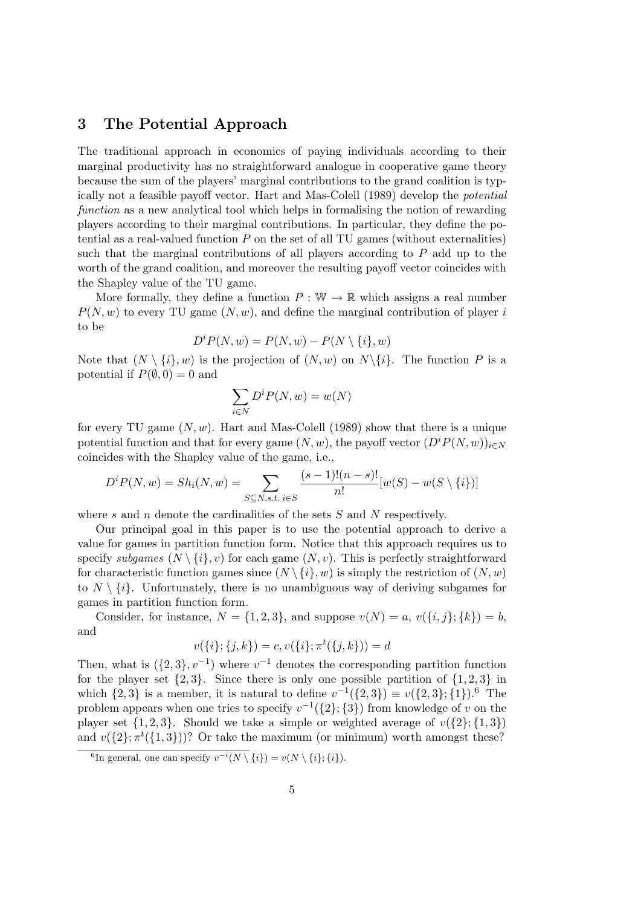## 3 The Potential Approach

The traditional approach in economics of paying individuals according to their marginal productivity has no straightforward analogue in cooperative game theory because the sum of the players' marginal contributions to the grand coalition is typically not a feasible payoff vector. Hart and Mas-Colell (1989) develop the *potential function* as a new analytical tool which helps in formalising the notion of rewarding players according to their marginal contributions. In particular, they define the potential as a real-valued function $P$ on the set of all TU games (without externalities) such that the marginal contributions of all players according to $P$ add up to the worth of the grand coalition, and moreover the resulting payoff vector coincides with the Shapley value of the TU game.

More formally, they define a function $P : \mathbb{W} \to \mathbb{R}$ which assigns a real number $P(N, w)$ to every TU game $(N, w)$, and define the marginal contribution of player $i$ to be

$$D^i P(N, w) = P(N, w) - P(N \setminus \{i\}, w)$$

Note that $(N \setminus \{i\}, w)$ is the projection of $(N, w)$ on $N \setminus \{i\}$. The function $P$ is a potential if $P(\emptyset, 0) = 0$ and

$$\sum_{i \in N} D^i P(N, w) = w(N)$$

for every TU game $(N, w)$. Hart and Mas-Colell (1989) show that there is a unique potential function and that for every game $(N, w)$, the payoff vector $(D^i P(N, w))_{i \in N}$ coincides with the Shapley value of the game, i.e.,

$$D^i P(N, w) = Sh_i(N, w) = \sum_{S \subseteq N \, s.t. \, i \in S} \frac{(s-1)!(n-s)!}{n!} [w(S) - w(S \setminus \{i\})]$$

where $s$ and $n$ denote the cardinalities of the sets $S$ and $N$ respectively.

Our principal goal in this paper is to use the potential approach to derive a value for games in partition function form. Notice that this approach requires us to specify *subgames* $(N \setminus \{i\}, v)$ for each game $(N, v)$. This is perfectly straightforward for characteristic function games since $(N \setminus \{i\}, w)$ is simply the restriction of $(N, w)$ to $N \setminus \{i\}$. Unfortunately, there is no unambiguous way of deriving subgames for games in partition function form.

Consider, for instance, $N = \{1, 2, 3\}$, and suppose $v(N) = a$, $v(\{i, j\}; \{k\}) = b$, and

$$v(\{i\}; \{j, k\}) = c, v(\{i\}; \pi^t(\{j, k\})) = d$$

Then, what is $(\{2, 3\}, v^{-1})$ where $v^{-1}$ denotes the corresponding partition function for the player set $\{2, 3\}$. Since there is only one possible partition of $\{1, 2, 3\}$ in which $\{2, 3\}$ is a member, it is natural to define $v^{-1}(\{2, 3\}) \equiv v(\{2, 3\}; \{1\})$.[6] The problem appears when one tries to specify $v^{-1}(\{2\}; \{3\})$ from knowledge of $v$ on the player set $\{1, 2, 3\}$. Should we take a simple or weighted average of $v(\{2\}; \{1, 3\})$ and $v(\{2\}; \pi^t(\{1, 3\}))$? Or take the maximum (or minimum) worth amongst these?

[6] In general, one can specify $v^{-i}(N \setminus \{i\}) = v(N \setminus \{i\}; \{i\})$.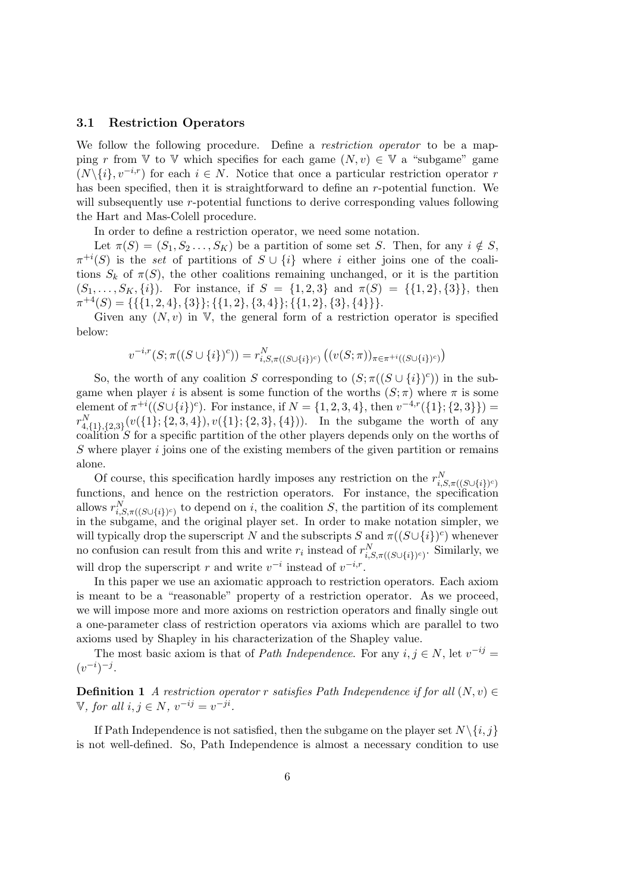### 3.1 Restriction Operators

We follow the following procedure. Define a *restriction operator* to be a mapping $r$ from $\mathbb{V}$ to $\mathbb{V}$ which specifies for each game $(N, v) \in \mathbb{V}$ a "subgame" game $(N \backslash \{i\}, v^{-i,r})$ for each $i \in N$. Notice that once a particular restriction operator $r$ has been specified, then it is straightforward to define an $r$-potential function. We will subsequently use $r$-potential functions to derive corresponding values following the Hart and Mas-Colell procedure.

In order to define a restriction operator, we need some notation.

Let $\pi(S) = (S_1, S_2 \ldots, S_K)$ be a partition of some set $S$. Then, for any $i \notin S$, $\pi^{+i}(S)$ is the *set* of partitions of $S \cup \{i\}$ where $i$ either joins one of the coalitions $S_k$ of $\pi(S)$, the other coalitions remaining unchanged, or it is the partition $(S_1, \ldots, S_K, \{i\})$. For instance, if $S = \{1, 2, 3\}$ and $\pi(S) = \{\{1, 2\}, \{3\}\}$, then $\pi^{+4}(S) = \{\{\{1, 2, 4\}, \{3\}\}; \{\{1, 2\}, \{3, 4\}\}; \{\{1, 2\}, \{3\}, \{4\}\}\}$.

Given any $(N, v)$ in $\mathbb{V}$, the general form of a restriction operator is specified below:

$$v^{-i,r}(S; \pi((S \cup \{i\})^c)) = r^N_{i,S,\pi((S\cup\{i\})^c)} \left( (v(S; \pi))_{\pi \in \pi^{+i}((S\cup\{i\})^c)} \right)$$

So, the worth of any coalition $S$ corresponding to $(S; \pi((S \cup \{i\})^c))$ in the subgame when player $i$ is absent is some function of the worths $(S; \pi)$ where $\pi$ is some element of $\pi^{+i}((S \cup \{i\})^c)$. For instance, if $N = \{1, 2, 3, 4\}$, then $v^{-4,r}(\{1\}; \{2, 3\}\}) = r^N_{4,\{1\},\{2,3\}}(v(\{1\}; \{2, 3, 4\}), v(\{1\}; \{2, 3\}, \{4\}))$. In the subgame the worth of any coalition $S$ for a specific partition of the other players depends only on the worths of $S$ where player $i$ joins one of the existing members of the given partition or remains alone.

Of course, this specification hardly imposes any restriction on the $r^N_{i,S,\pi((S\cup\{i\})^c)}$ functions, and hence on the restriction operators. For instance, the specification allows $r^N_{i,S,\pi((S\cup\{i\})^c)}$ to depend on $i$, the coalition $S$, the partition of its complement in the subgame, and the original player set. In order to make notation simpler, we will typically drop the superscript $N$ and the subscripts $S$ and $\pi((S \cup \{i\})^c)$ whenever no confusion can result from this and write $r_i$ instead of $r^N_{i,S,\pi((S\cup\{i\})^c)}$. Similarly, we will drop the superscript $r$ and write $v^{-i}$ instead of $v^{-i,r}$.

In this paper we use an axiomatic approach to restriction operators. Each axiom is meant to be a "reasonable" property of a restriction operator. As we proceed, we will impose more and more axioms on restriction operators and finally single out a one-parameter class of restriction operators via axioms which are parallel to two axioms used by Shapley in his characterization of the Shapley value.

The most basic axiom is that of *Path Independence*. For any $i, j \in N$, let $v^{-ij} = (v^{-i})^{-j}$.

**Definition 1** *A restriction operator $r$ satisfies Path Independence if for all $(N, v) \in \mathbb{V}$, for all $i, j \in N$, $v^{-ij} = v^{-ji}$.*

If Path Independence is not satisfied, then the subgame on the player set $N \backslash \{i, j\}$ is not well-defined. So, Path Independence is almost a necessary condition to use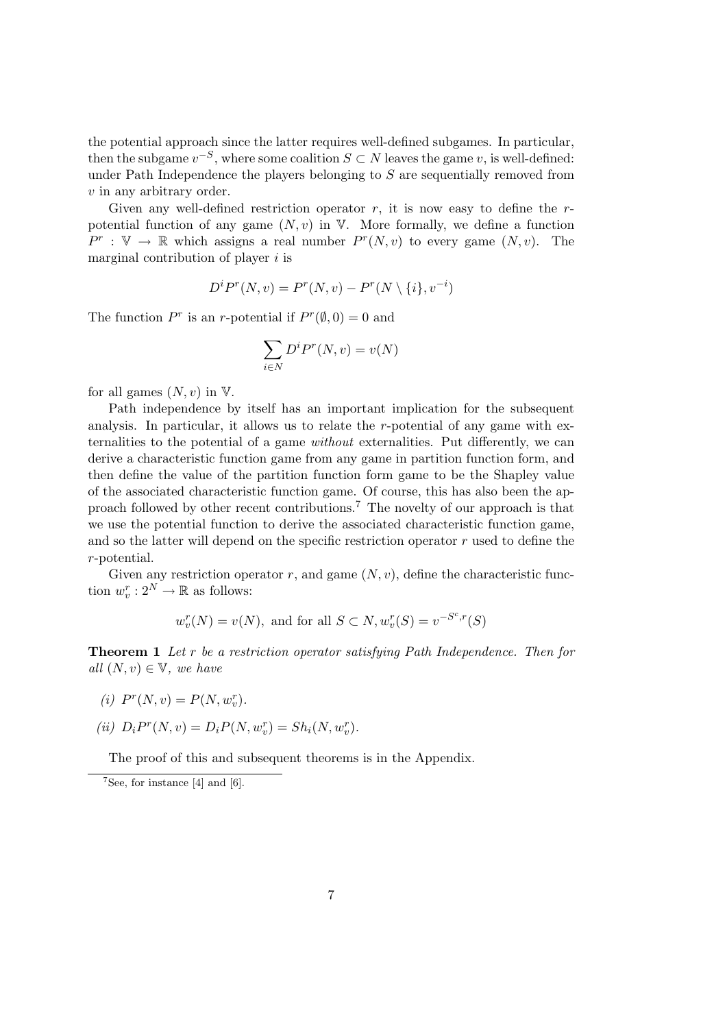the potential approach since the latter requires well-defined subgames. In particular, then the subgame $v^{-S}$, where some coalition $S \subset N$ leaves the game $v$, is well-defined: under Path Independence the players belonging to $S$ are sequentially removed from $v$ in any arbitrary order.

Given any well-defined restriction operator $r$, it is now easy to define the $r$-potential function of any game $(N, v)$ in $\mathbb{V}$. More formally, we define a function $P^r : \mathbb{V} \to \mathbb{R}$ which assigns a real number $P^r(N, v)$ to every game $(N, v)$. The marginal contribution of player $i$ is

$$D^i P^r(N, v) = P^r(N, v) - P^r(N \setminus \{i\}, v^{-i})$$

The function $P^r$ is an $r$-potential if $P^r(\emptyset, 0) = 0$ and

$$\sum_{i \in N} D^i P^r(N, v) = v(N)$$

for all games $(N, v)$ in $\mathbb{V}$.

Path independence by itself has an important implication for the subsequent analysis. In particular, it allows us to relate the $r$-potential of any game with externalities to the potential of a game *without* externalities. Put differently, we can derive a characteristic function game from any game in partition function form, and then define the value of the partition function form game to be the Shapley value of the associated characteristic function game. Of course, this has also been the approach followed by other recent contributions.[7] The novelty of our approach is that we use the potential function to derive the associated characteristic function game, and so the latter will depend on the specific restriction operator $r$ used to define the $r$-potential.

Given any restriction operator $r$, and game $(N, v)$, define the characteristic function $w_v^r : 2^N \to \mathbb{R}$ as follows:

$$w_v^r(N) = v(N), \text{ and for all } S \subset N, w_v^r(S) = v^{-S^c, r}(S)$$

**Theorem 1** *Let $r$ be a restriction operator satisfying Path Independence. Then for all $(N, v) \in \mathbb{V}$, we have*

*(i)* $P^r(N, v) = P(N, w_v^r)$.

*(ii)* $D_i P^r(N, v) = D_i P(N, w_v^r) = Sh_i(N, w_v^r)$.

The proof of this and subsequent theorems is in the Appendix.

---

[7] See, for instance [4] and [6].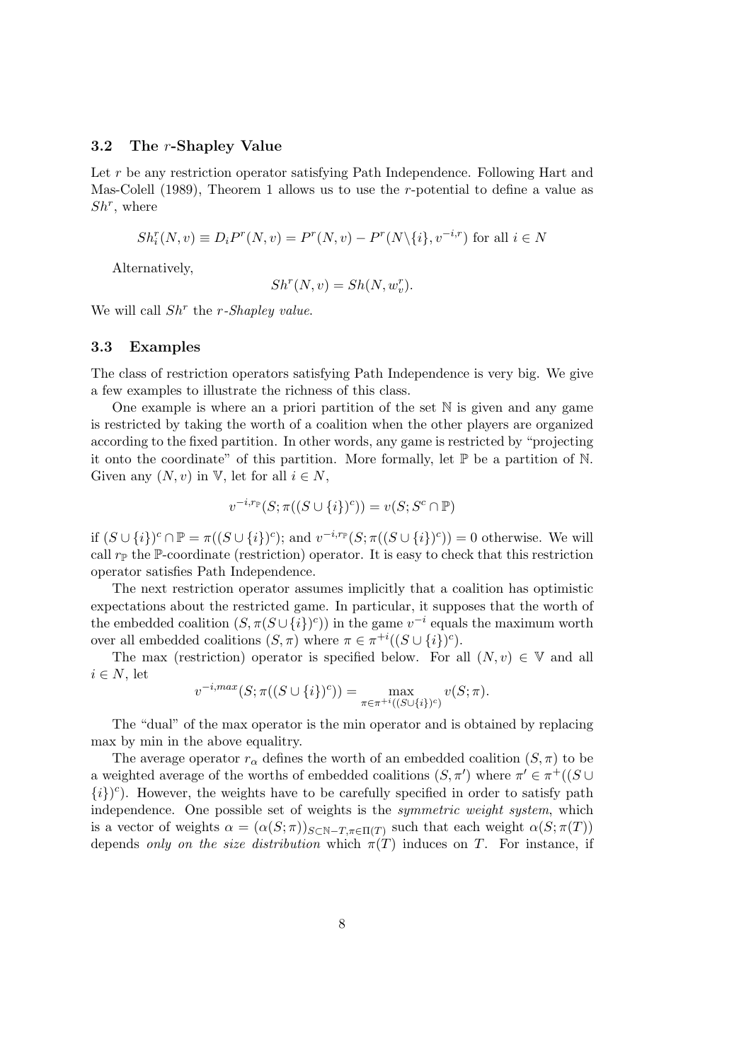### 3.2 The $r$-Shapley Value

Let $r$ be any restriction operator satisfying Path Independence. Following Hart and Mas-Colell (1989), Theorem 1 allows us to use the $r$-potential to define a value as $Sh^r$, where

$$Sh_i^r(N,v) \equiv D_i P^r(N,v) = P^r(N,v) - P^r(N\backslash\{i\}, v^{-i,r}) \text{ for all } i \in N$$

Alternatively,

$$Sh^r(N,v) = Sh(N, w_v^r).$$

We will call $Sh^r$ the *$r$-Shapley value*.

### 3.3 Examples

The class of restriction operators satisfying Path Independence is very big. We give a few examples to illustrate the richness of this class.

One example is where an a priori partition of the set $\mathbb{N}$ is given and any game is restricted by taking the worth of a coalition when the other players are organized according to the fixed partition. In other words, any game is restricted by "projecting it onto the coordinate" of this partition. More formally, let $\mathbb{P}$ be a partition of $\mathbb{N}$. Given any $(N,v)$ in $\mathbb{V}$, let for all $i \in N$,

$$v^{-i,r_{\mathbb{P}}}(S;\pi((S\cup\{i\})^c)) = v(S; S^c \cap \mathbb{P})$$

if $(S \cup \{i\})^c \cap \mathbb{P} = \pi((S\cup\{i\})^c)$; and $v^{-i,r_{\mathbb{P}}}(S;\pi((S\cup\{i\})^c)) = 0$ otherwise. We will call $r_{\mathbb{P}}$ the $\mathbb{P}$-coordinate (restriction) operator. It is easy to check that this restriction operator satisfies Path Independence.

The next restriction operator assumes implicitly that a coalition has optimistic expectations about the restricted game. In particular, it supposes that the worth of the embedded coalition $(S, \pi(S\cup\{i\})^c))$ in the game $v^{-i}$ equals the maximum worth over all embedded coalitions $(S,\pi)$ where $\pi \in \pi^{+i}((S\cup\{i\})^c)$.

The max (restriction) operator is specified below. For all $(N,v) \in \mathbb{V}$ and all $i \in N$, let

$$v^{-i,max}(S;\pi((S\cup\{i\})^c)) = \max_{\pi \in \pi^{+i}((S\cup\{i\})^c)} v(S;\pi).$$

The "dual" of the max operator is the min operator and is obtained by replacing max by min in the above equalitry.

The average operator $r_\alpha$ defines the worth of an embedded coalition $(S,\pi)$ to be a weighted average of the worths of embedded coalitions $(S,\pi')$ where $\pi' \in \pi^{+}((S \cup \{i\})^c)$. However, the weights have to be carefully specified in order to satisfy path independence. One possible set of weights is the *symmetric weight system*, which is a vector of weights $\alpha = (\alpha(S;\pi))_{S\subset \mathbb{N}-T, \pi\in\Pi(T)}$ such that each weight $\alpha(S;\pi(T))$ depends *only on the size distribution* which $\pi(T)$ induces on $T$. For instance, if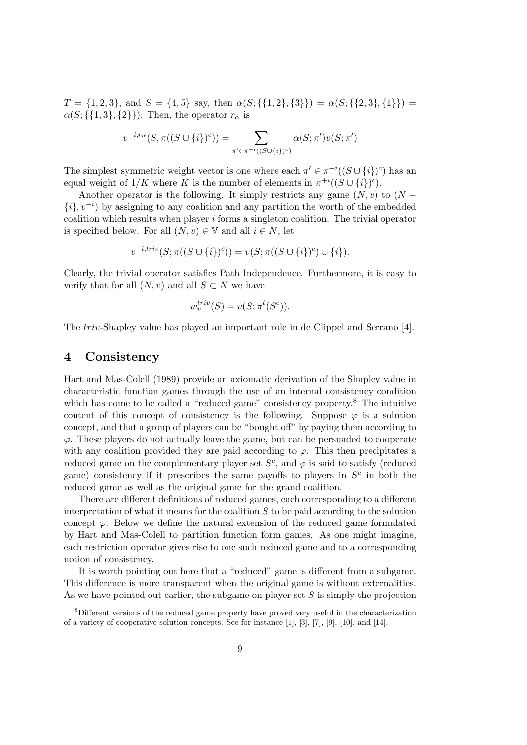$T = \{1, 2, 3\}$, and $S = \{4, 5\}$ say, then $\alpha(S; \{\{1, 2\}, \{3\}\}) = \alpha(S; \{\{2, 3\}, \{1\}\}) = \alpha(S; \{\{1, 3\}, \{2\}\})$. Then, the operator $r_\alpha$ is

$$v^{-i,r_\alpha}(S, \pi((S \cup \{i\})^c)) = \sum_{\pi' \in \pi^{+i}((S \cup \{i\})^c)} \alpha(S; \pi') v(S; \pi')$$

The simplest symmetric weight vector is one where each $\pi' \in \pi^{+i}((S \cup \{i\})^c)$ has an equal weight of $1/K$ where $K$ is the number of elements in $\pi^{+i}((S \cup \{i\})^c)$.

Another operator is the following. It simply restricts any game $(N, v)$ to $(N - \{i\}, v^{-i})$ by assigning to any coalition and any partition the worth of the embedded coalition which results when player $i$ forms a singleton coalition. The trivial operator is specified below. For all $(N, v) \in \mathbb{V}$ and all $i \in N$, let

$$v^{-i,triv}(S; \pi((S \cup \{i\})^c)) = v(S; \pi((S \cup \{i\})^c) \cup \{i\}).$$

Clearly, the trivial operator satisfies Path Independence. Furthermore, it is easy to verify that for all $(N, v)$ and all $S \subset N$ we have

$$w_v^{triv}(S) = v(S; \pi^t(S^c)).$$

The $triv$-Shapley value has played an important role in de Clippel and Serrano [4].

## 4 Consistency

Hart and Mas-Colell (1989) provide an axiomatic derivation of the Shapley value in characteristic function games through the use of an internal consistency condition which has come to be called a "reduced game" consistency property.[8] The intuitive content of this concept of consistency is the following. Suppose $\varphi$ is a solution concept, and that a group of players can be "bought off" by paying them according to $\varphi$. These players do not actually leave the game, but can be persuaded to cooperate with any coalition provided they are paid according to $\varphi$. This then precipitates a reduced game on the complementary player set $S^c$, and $\varphi$ is said to satisfy (reduced game) consistency if it prescribes the same payoffs to players in $S^c$ in both the reduced game as well as the original game for the grand coalition.

There are different definitions of reduced games, each corresponding to a different interpretation of what it means for the coalition $S$ to be paid according to the solution concept $\varphi$. Below we define the natural extension of the reduced game formulated by Hart and Mas-Colell to partition function form games. As one might imagine, each restriction operator gives rise to one such reduced game and to a corresponding notion of consistency.

It is worth pointing out here that a "reduced" game is different from a subgame. This difference is more transparent when the original game is without externalities. As we have pointed out earlier, the subgame on player set $S$ is simply the projection

[8] Different versions of the reduced game property have proved very useful in the characterization of a variety of cooperative solution concepts. See for instance [1], [3], [7], [9], [10], and [14].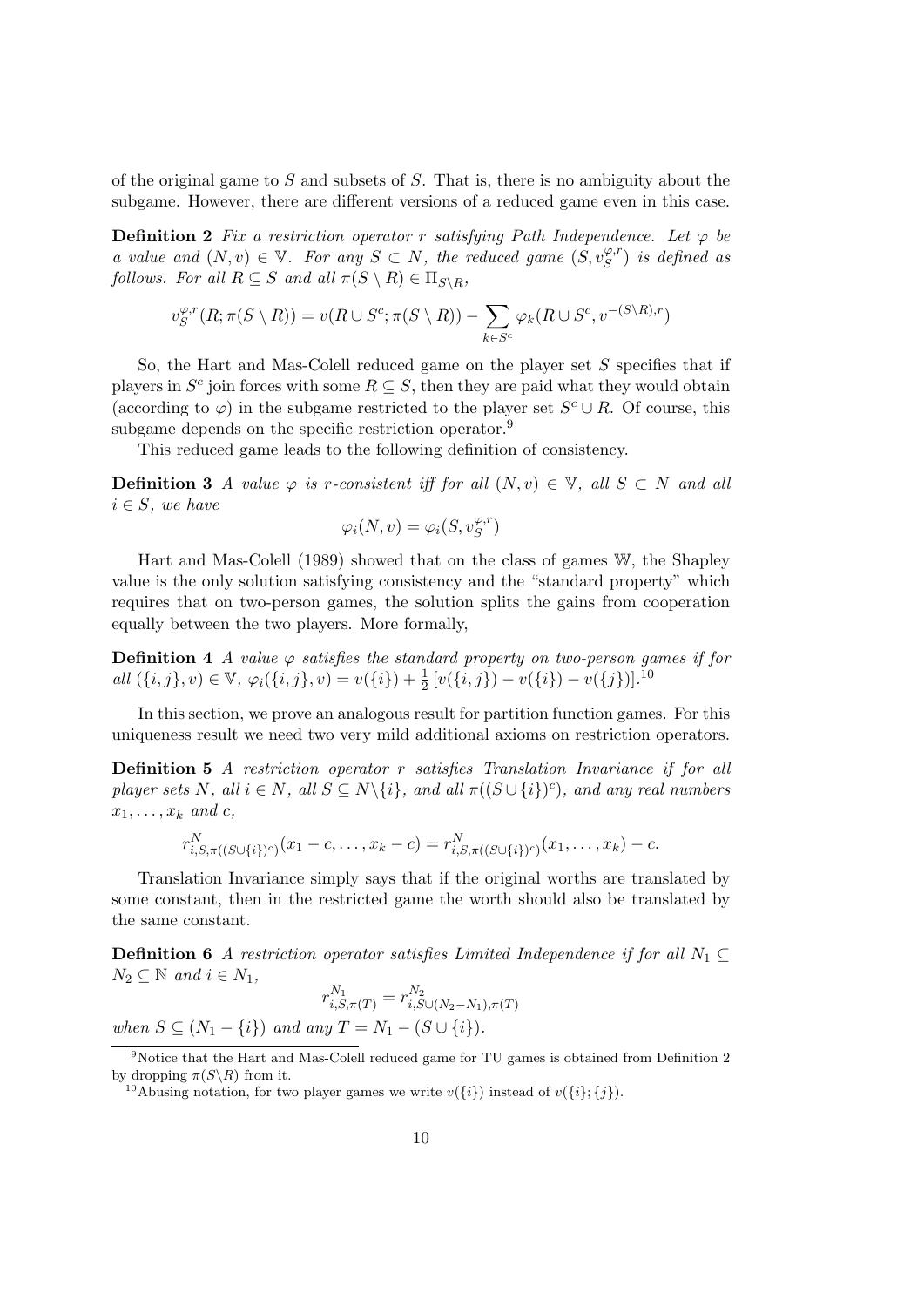of the original game to $S$ and subsets of $S$. That is, there is no ambiguity about the subgame. However, there are different versions of a reduced game even in this case.

**Definition 2** *Fix a restriction operator $r$ satisfying Path Independence. Let $\varphi$ be a value and $(N, v) \in \mathbb{V}$. For any $S \subset N$, the reduced game $(S, v_S^{\varphi,r})$ is defined as follows. For all $R \subseteq S$ and all $\pi(S \setminus R) \in \Pi_{S \setminus R}$,*

$$v_S^{\varphi,r}(R; \pi(S \setminus R)) = v(R \cup S^c; \pi(S \setminus R)) - \sum_{k \in S^c} \varphi_k(R \cup S^c, v^{-(S \setminus R),r})$$

So, the Hart and Mas-Colell reduced game on the player set $S$ specifies that if players in $S^c$ join forces with some $R \subseteq S$, then they are paid what they would obtain (according to $\varphi$) in the subgame restricted to the player set $S^c \cup R$. Of course, this subgame depends on the specific restriction operator.[9]

This reduced game leads to the following definition of consistency.

**Definition 3** *A value $\varphi$ is $r$-consistent iff for all $(N, v) \in \mathbb{V}$, all $S \subset N$ and all $i \in S$, we have*

$$\varphi_i(N, v) = \varphi_i(S, v_S^{\varphi,r})$$

Hart and Mas-Colell (1989) showed that on the class of games $\mathbb{W}$, the Shapley value is the only solution satisfying consistency and the "standard property" which requires that on two-person games, the solution splits the gains from cooperation equally between the two players. More formally,

**Definition 4** *A value $\varphi$ satisfies the standard property on two-person games if for all $(\{i,j\}, v) \in \mathbb{V}$, $\varphi_i(\{i,j\}, v) = v(\{i\}) + \frac{1}{2}[v(\{i,j\}) - v(\{i\}) - v(\{j\})]$.*[10]

In this section, we prove an analogous result for partition function games. For this uniqueness result we need two very mild additional axioms on restriction operators.

**Definition 5** *A restriction operator $r$ satisfies Translation Invariance if for all player sets $N$, all $i \in N$, all $S \subseteq N \setminus \{i\}$, and all $\pi((S \cup \{i\})^c)$, and any real numbers $x_1, \ldots, x_k$ and $c$,*

$$r^N_{i,S,\pi((S \cup \{i\})^c)}(x_1 - c, \ldots, x_k - c) = r^N_{i,S,\pi((S \cup \{i\})^c)}(x_1, \ldots, x_k) - c.$$

Translation Invariance simply says that if the original worths are translated by some constant, then in the restricted game the worth should also be translated by the same constant.

**Definition 6** *A restriction operator satisfies Limited Independence if for all $N_1 \subseteq N_2 \subseteq \mathbb{N}$ and $i \in N_1$,*

$$r^{N_1}_{i,S,\pi(T)} = r^{N_2}_{i,S \cup (N_2 - N_1),\pi(T)}$$

*when $S \subseteq (N_1 - \{i\})$ and any $T = N_1 - (S \cup \{i\})$.*

[9] Notice that the Hart and Mas-Colell reduced game for TU games is obtained from Definition 2 by dropping $\pi(S \setminus R)$ from it.

[10] Abusing notation, for two player games we write $v(\{i\})$ instead of $v(\{i\}; \{j\})$.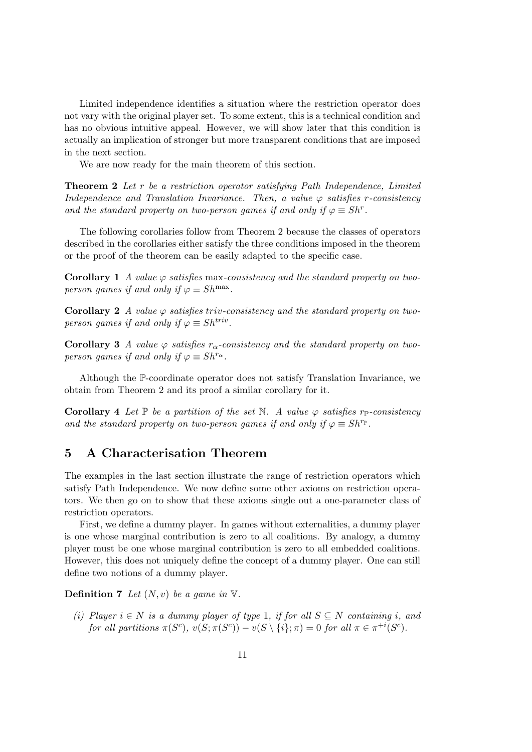Limited independence identifies a situation where the restriction operator does not vary with the original player set. To some extent, this is a technical condition and has no obvious intuitive appeal. However, we will show later that this condition is actually an implication of stronger but more transparent conditions that are imposed in the next section.

We are now ready for the main theorem of this section.

**Theorem 2** *Let $r$ be a restriction operator satisfying Path Independence, Limited Independence and Translation Invariance. Then, a value $\varphi$ satisfies $r$-consistency and the standard property on two-person games if and only if $\varphi \equiv Sh^r$.*

The following corollaries follow from Theorem 2 because the classes of operators described in the corollaries either satisfy the three conditions imposed in the theorem or the proof of the theorem can be easily adapted to the specific case.

**Corollary 1** *A value $\varphi$ satisfies* max*-consistency and the standard property on two-person games if and only if $\varphi \equiv Sh^{\max}$.*

**Corollary 2** *A value $\varphi$ satisfies $triv$-consistency and the standard property on two-person games if and only if $\varphi \equiv Sh^{triv}$.*

**Corollary 3** *A value $\varphi$ satisfies $r_\alpha$-consistency and the standard property on two-person games if and only if $\varphi \equiv Sh^{r_\alpha}$.*

Although the $\mathbb{P}$-coordinate operator does not satisfy Translation Invariance, we obtain from Theorem 2 and its proof a similar corollary for it.

**Corollary 4** *Let $\mathbb{P}$ be a partition of the set $\mathbb{N}$. A value $\varphi$ satisfies $r_{\mathbb{P}}$-consistency and the standard property on two-person games if and only if $\varphi \equiv Sh^{r_{\mathbb{P}}}$.*

## 5 A Characterisation Theorem

The examples in the last section illustrate the range of restriction operators which satisfy Path Independence. We now define some other axioms on restriction operators. We then go on to show that these axioms single out a one-parameter class of restriction operators.

First, we define a dummy player. In games without externalities, a dummy player is one whose marginal contribution is zero to all coalitions. By analogy, a dummy player must be one whose marginal contribution is zero to all embedded coalitions. However, this does not uniquely define the concept of a dummy player. One can still define two notions of a dummy player.

**Definition 7** *Let $(N, v)$ be a game in $\mathbb{V}$.*

*(i) Player $i \in N$ is a dummy player of type 1, if for all $S \subseteq N$ containing $i$, and for all partitions $\pi(S^c)$, $v(S; \pi(S^c)) - v(S \setminus \{i\}; \pi) = 0$ for all $\pi \in \pi^{+i}(S^c)$.*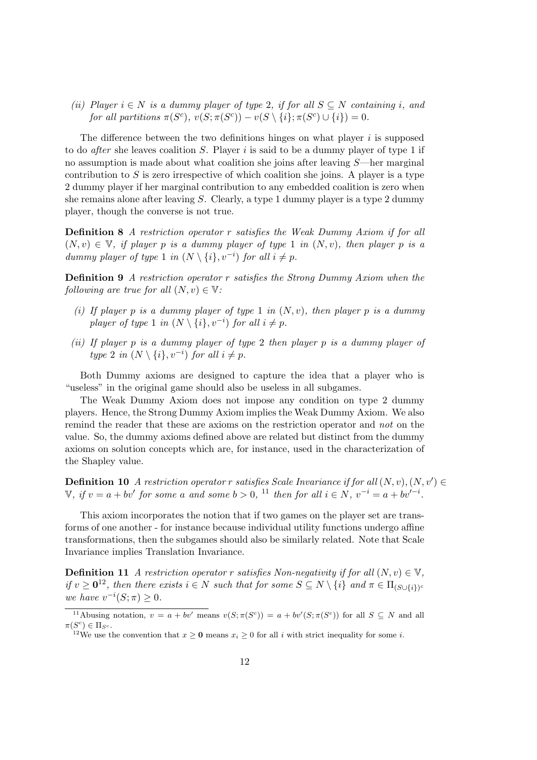(ii) *Player $i \in N$ is a dummy player of type 2, if for all $S \subseteq N$ containing $i$, and for all partitions $\pi(S^c)$, $v(S;\pi(S^c)) - v(S \setminus \{i\}; \pi(S^c) \cup \{i\}) = 0$.*

The difference between the two definitions hinges on what player $i$ is supposed to do *after* she leaves coalition $S$. Player $i$ is said to be a dummy player of type 1 if no assumption is made about what coalition she joins after leaving $S$—her marginal contribution to $S$ is zero irrespective of which coalition she joins. A player is a type 2 dummy player if her marginal contribution to any embedded coalition is zero when she remains alone after leaving $S$. Clearly, a type 1 dummy player is a type 2 dummy player, though the converse is not true.

**Definition 8** *A restriction operator $r$ satisfies the Weak Dummy Axiom if for all $(N, v) \in \mathbb{V}$, if player $p$ is a dummy player of type 1 in $(N, v)$, then player $p$ is a dummy player of type 1 in $(N \setminus \{i\}, v^{-i})$ for all $i \neq p$.*

**Definition 9** *A restriction operator $r$ satisfies the Strong Dummy Axiom when the following are true for all $(N, v) \in \mathbb{V}$:*

(i) *If player $p$ is a dummy player of type 1 in $(N, v)$, then player $p$ is a dummy player of type 1 in $(N \setminus \{i\}, v^{-i})$ for all $i \neq p$.*

(ii) *If player $p$ is a dummy player of type 2 then player $p$ is a dummy player of type 2 in $(N \setminus \{i\}, v^{-i})$ for all $i \neq p$.*

Both Dummy axioms are designed to capture the idea that a player who is "useless" in the original game should also be useless in all subgames.

The Weak Dummy Axiom does not impose any condition on type 2 dummy players. Hence, the Strong Dummy Axiom implies the Weak Dummy Axiom. We also remind the reader that these are axioms on the restriction operator and *not* on the value. So, the dummy axioms defined above are related but distinct from the dummy axioms on solution concepts which are, for instance, used in the characterization of the Shapley value.

**Definition 10** *A restriction operator $r$ satisfies Scale Invariance if for all $(N, v), (N, v') \in \mathbb{V}$, if $v = a + bv'$ for some $a$ and some $b > 0$,* [11] *then for all $i \in N$, $v^{-i} = a + bv'^{-i}$.*

This axiom incorporates the notion that if two games on the player set are transforms of one another - for instance because individual utility functions undergo affine transformations, then the subgames should also be similarly related. Note that Scale Invariance implies Translation Invariance.

**Definition 11** *A restriction operator $r$ satisfies Non-negativity if for all $(N, v) \in \mathbb{V}$, if $v \geq \mathbf{0}$*[12]*, then there exists $i \in N$ such that for some $S \subseteq N \setminus \{i\}$ and $\pi \in \Pi_{(S \cup \{i\})^c}$ we have $v^{-i}(S; \pi) \geq 0$.*

---

[11] Abusing notation, $v = a + bv'$ means $v(S; \pi(S^c)) = a + bv'(S; \pi(S^c))$ for all $S \subseteq N$ and all $\pi(S^c) \in \Pi_{S^c}$.

[12] We use the convention that $x \geq \mathbf{0}$ means $x_i \geq 0$ for all $i$ with strict inequality for some $i$.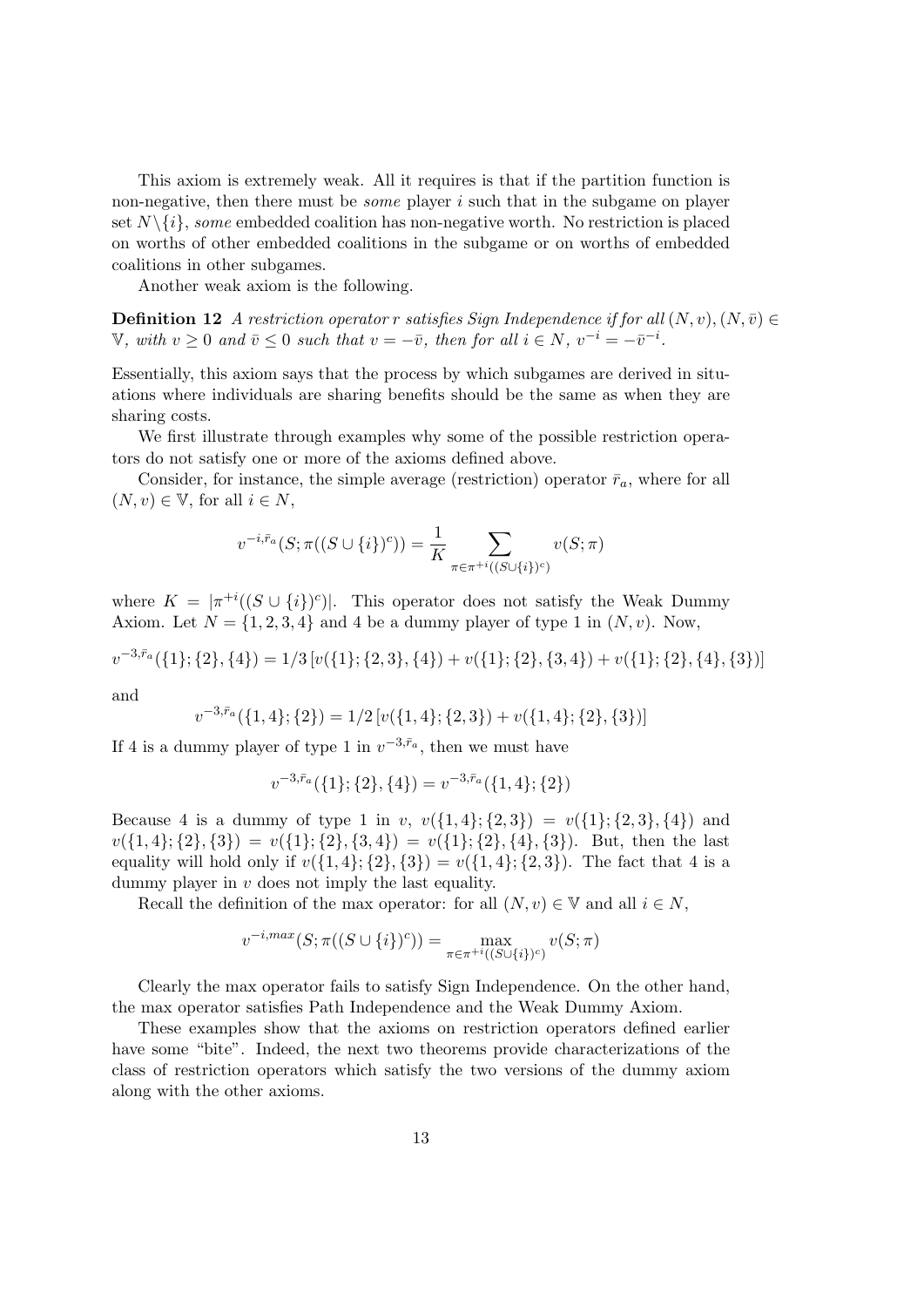This axiom is extremely weak. All it requires is that if the partition function is non-negative, then there must be *some* player $i$ such that in the subgame on player set $N\backslash\{i\}$, *some* embedded coalition has non-negative worth. No restriction is placed on worths of other embedded coalitions in the subgame or on worths of embedded coalitions in other subgames.

Another weak axiom is the following.

**Definition 12** *A restriction operator $r$ satisfies Sign Independence if for all $(N, v), (N, \bar{v}) \in \mathbb{V}$, with $v \geq 0$ and $\bar{v} \leq 0$ such that $v = -\bar{v}$, then for all $i \in N$, $v^{-i} = -\bar{v}^{-i}$.*

Essentially, this axiom says that the process by which subgames are derived in situations where individuals are sharing benefits should be the same as when they are sharing costs.

We first illustrate through examples why some of the possible restriction operators do not satisfy one or more of the axioms defined above.

Consider, for instance, the simple average (restriction) operator $\bar{r}_a$, where for all $(N, v) \in \mathbb{V}$, for all $i \in N$,

$$v^{-i,\bar{r}_a}(S; \pi((S \cup \{i\})^c)) = \frac{1}{K} \sum_{\pi \in \pi^{+i}((S\cup\{i\})^c)} v(S; \pi)$$

where $K = |\pi^{+i}((S \cup \{i\})^c)|$. This operator does not satisfy the Weak Dummy Axiom. Let $N = \{1, 2, 3, 4\}$ and 4 be a dummy player of type 1 in $(N, v)$. Now,

$$v^{-3,\bar{r}_a}(\{1\}; \{2\}, \{4\}) = 1/3 \, [v(\{1\}; \{2, 3\}, \{4\}) + v(\{1\}; \{2\}, \{3, 4\}) + v(\{1\}; \{2\}, \{4\}, \{3\})]$$

and

$$v^{-3,\bar{r}_a}(\{1, 4\}; \{2\}) = 1/2 \, [v(\{1, 4\}; \{2, 3\}) + v(\{1, 4\}; \{2\}, \{3\})]$$

If 4 is a dummy player of type 1 in $v^{-3,\bar{r}_a}$, then we must have

$$v^{-3,\bar{r}_a}(\{1\}; \{2\}, \{4\}) = v^{-3,\bar{r}_a}(\{1, 4\}; \{2\})$$

Because 4 is a dummy of type 1 in $v$, $v(\{1, 4\}; \{2, 3\}) = v(\{1\}; \{2, 3\}, \{4\})$ and $v(\{1, 4\}; \{2\}, \{3\}) = v(\{1\}; \{2\}, \{3, 4\}) = v(\{1\}; \{2\}, \{4\}, \{3\})$. But, then the last equality will hold only if $v(\{1, 4\}; \{2\}, \{3\}) = v(\{1, 4\}; \{2, 3\})$. The fact that 4 is a dummy player in $v$ does not imply the last equality.

Recall the definition of the max operator: for all $(N, v) \in \mathbb{V}$ and all $i \in N$,

$$v^{-i,max}(S; \pi((S \cup \{i\})^c)) = \max_{\pi \in \pi^{+i}((S\cup\{i\})^c)} v(S; \pi)$$

Clearly the max operator fails to satisfy Sign Independence. On the other hand, the max operator satisfies Path Independence and the Weak Dummy Axiom.

These examples show that the axioms on restriction operators defined earlier have some "bite". Indeed, the next two theorems provide characterizations of the class of restriction operators which satisfy the two versions of the dummy axiom along with the other axioms.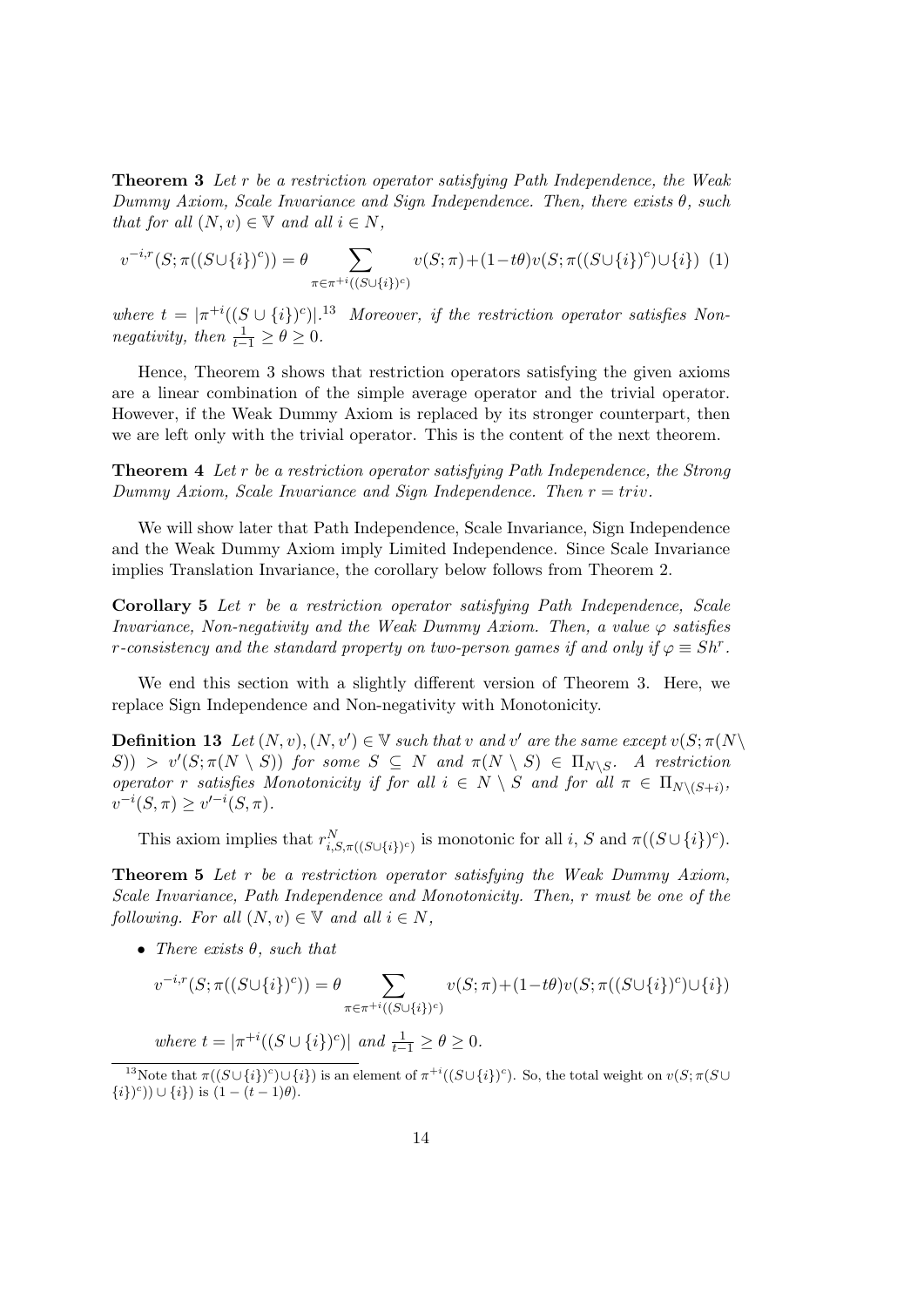**Theorem 3** *Let $r$ be a restriction operator satisfying Path Independence, the Weak Dummy Axiom, Scale Invariance and Sign Independence. Then, there exists $\theta$, such that for all $(N, v) \in \mathbb{V}$ and all $i \in N$,*

$$v^{-i,r}(S; \pi((S \cup \{i\})^c)) = \theta \sum_{\pi \in \pi^{+i}((S \cup \{i\})^c)} v(S; \pi) + (1 - t\theta) v(S; \pi((S \cup \{i\})^c) \cup \{i\}) \quad (1)$$

*where $t = |\pi^{+i}((S \cup \{i\})^c)|$.*[13] *Moreover, if the restriction operator satisfies Non-negativity, then $\frac{1}{t-1} \geq \theta \geq 0$.*

Hence, Theorem 3 shows that restriction operators satisfying the given axioms are a linear combination of the simple average operator and the trivial operator. However, if the Weak Dummy Axiom is replaced by its stronger counterpart, then we are left only with the trivial operator. This is the content of the next theorem.

**Theorem 4** *Let $r$ be a restriction operator satisfying Path Independence, the Strong Dummy Axiom, Scale Invariance and Sign Independence. Then $r = triv$.*

We will show later that Path Independence, Scale Invariance, Sign Independence and the Weak Dummy Axiom imply Limited Independence. Since Scale Invariance implies Translation Invariance, the corollary below follows from Theorem 2.

**Corollary 5** *Let $r$ be a restriction operator satisfying Path Independence, Scale Invariance, Non-negativity and the Weak Dummy Axiom. Then, a value $\varphi$ satisfies $r$-consistency and the standard property on two-person games if and only if $\varphi \equiv Sh^r$.*

We end this section with a slightly different version of Theorem 3. Here, we replace Sign Independence and Non-negativity with Monotonicity.

**Definition 13** *Let $(N, v), (N, v') \in \mathbb{V}$ such that $v$ and $v'$ are the same except $v(S; \pi(N \setminus S)) > v'(S; \pi(N \setminus S))$ for some $S \subseteq N$ and $\pi(N \setminus S) \in \Pi_{N \setminus S}$. A restriction operator $r$ satisfies Monotonicity if for all $i \in N \setminus S$ and for all $\pi \in \Pi_{N \setminus (S+i)}$, $v^{-i}(S, \pi) \geq v'^{-i}(S, \pi)$.*

This axiom implies that $r^N_{i,S,\pi((S \cup \{i\})^c)}$ is monotonic for all $i$, $S$ and $\pi((S \cup \{i\})^c)$.

**Theorem 5** *Let $r$ be a restriction operator satisfying the Weak Dummy Axiom, Scale Invariance, Path Independence and Monotonicity. Then, $r$ must be one of the following. For all $(N, v) \in \mathbb{V}$ and all $i \in N$,*

- *There exists $\theta$, such that*

$$v^{-i,r}(S; \pi((S \cup \{i\})^c)) = \theta \sum_{\pi \in \pi^{+i}((S \cup \{i\})^c)} v(S; \pi) + (1 - t\theta) v(S; \pi((S \cup \{i\})^c) \cup \{i\})$$

*where $t = |\pi^{+i}((S \cup \{i\})^c)|$ and $\frac{1}{t-1} \geq \theta \geq 0$.*

[13] Note that $\pi((S \cup \{i\})^c) \cup \{i\})$ is an element of $\pi^{+i}((S \cup \{i\})^c)$. So, the total weight on $v(S; \pi(S \cup \{i\})^c)) \cup \{i\})$ is $(1 - (t-1)\theta)$.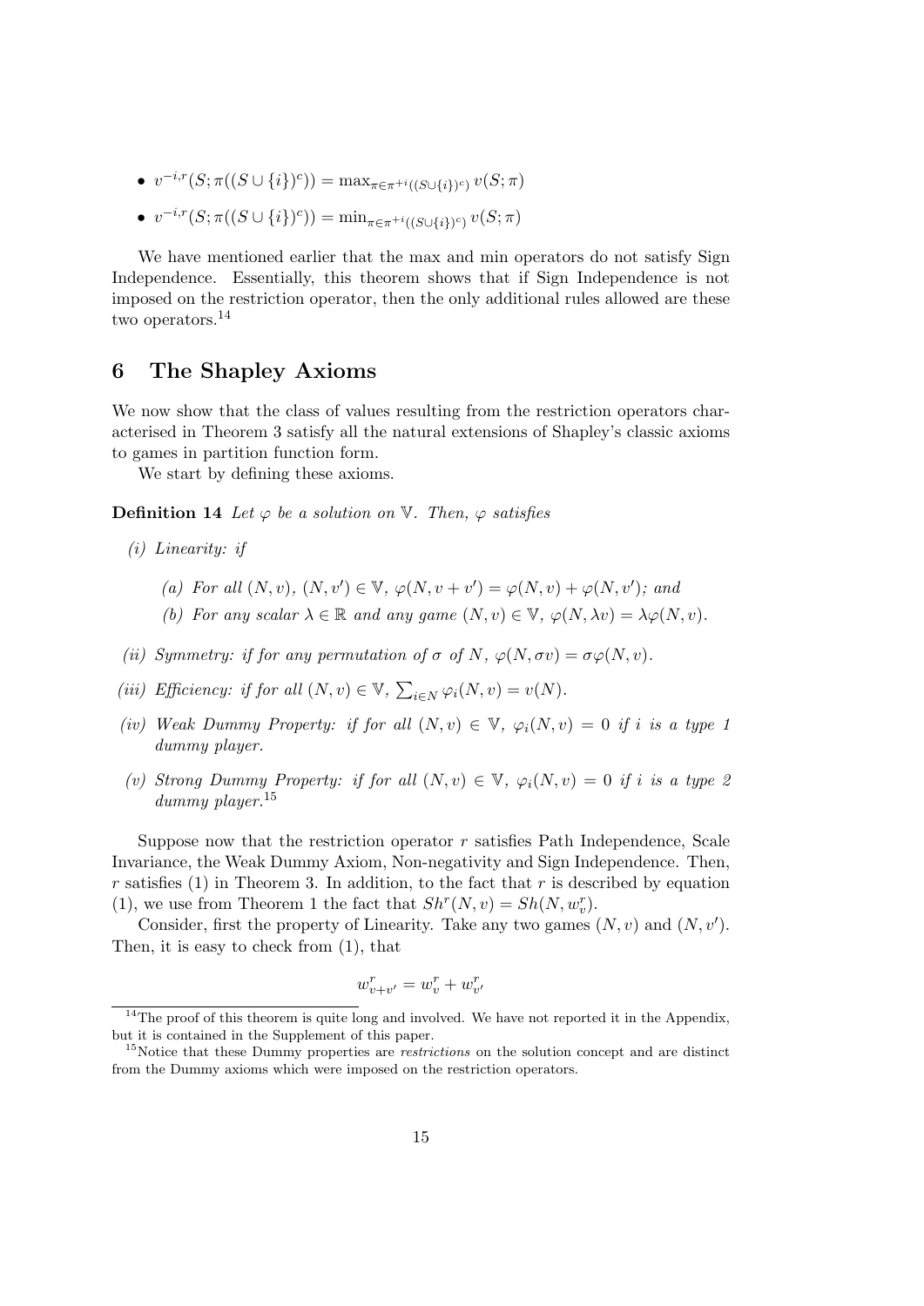- $v^{-i,r}(S; \pi((S \cup \{i\})^c)) = \max_{\pi \in \pi^{+i}((S \cup \{i\})^c)} v(S; \pi)$
- $v^{-i,r}(S; \pi((S \cup \{i\})^c)) = \min_{\pi \in \pi^{+i}((S \cup \{i\})^c)} v(S; \pi)$

We have mentioned earlier that the max and min operators do not satisfy Sign Independence. Essentially, this theorem shows that if Sign Independence is not imposed on the restriction operator, then the only additional rules allowed are these two operators.[14]

## 6 The Shapley Axioms

We now show that the class of values resulting from the restriction operators characterised in Theorem 3 satisfy all the natural extensions of Shapley's classic axioms to games in partition function form.

We start by defining these axioms.

**Definition 14** *Let $\varphi$ be a solution on $\mathbb{V}$. Then, $\varphi$ satisfies*

*(i) Linearity: if*

*(a) For all $(N, v)$, $(N, v') \in \mathbb{V}$, $\varphi(N, v + v') = \varphi(N, v) + \varphi(N, v')$; and*

*(b) For any scalar $\lambda \in \mathbb{R}$ and any game $(N, v) \in \mathbb{V}$, $\varphi(N, \lambda v) = \lambda \varphi(N, v)$.*

*(ii) Symmetry: if for any permutation of $\sigma$ of $N$, $\varphi(N, \sigma v) = \sigma \varphi(N, v)$.*

*(iii) Efficiency: if for all $(N, v) \in \mathbb{V}$, $\sum_{i \in N} \varphi_i(N, v) = v(N)$.*

*(iv) Weak Dummy Property: if for all $(N, v) \in \mathbb{V}$, $\varphi_i(N, v) = 0$ if $i$ is a type 1 dummy player.*

*(v) Strong Dummy Property: if for all $(N, v) \in \mathbb{V}$, $\varphi_i(N, v) = 0$ if $i$ is a type 2 dummy player.*[15]

Suppose now that the restriction operator $r$ satisfies Path Independence, Scale Invariance, the Weak Dummy Axiom, Non-negativity and Sign Independence. Then, $r$ satisfies (1) in Theorem 3. In addition, to the fact that $r$ is described by equation (1), we use from Theorem 1 the fact that $Sh^r(N, v) = Sh(N, w_v^r)$.

Consider, first the property of Linearity. Take any two games $(N, v)$ and $(N, v')$. Then, it is easy to check from (1), that

$$w_{v+v'}^r = w_v^r + w_{v'}^r$$

[14] The proof of this theorem is quite long and involved. We have not reported it in the Appendix, but it is contained in the Supplement of this paper.

[15] Notice that these Dummy properties are *restrictions* on the solution concept and are distinct from the Dummy axioms which were imposed on the restriction operators.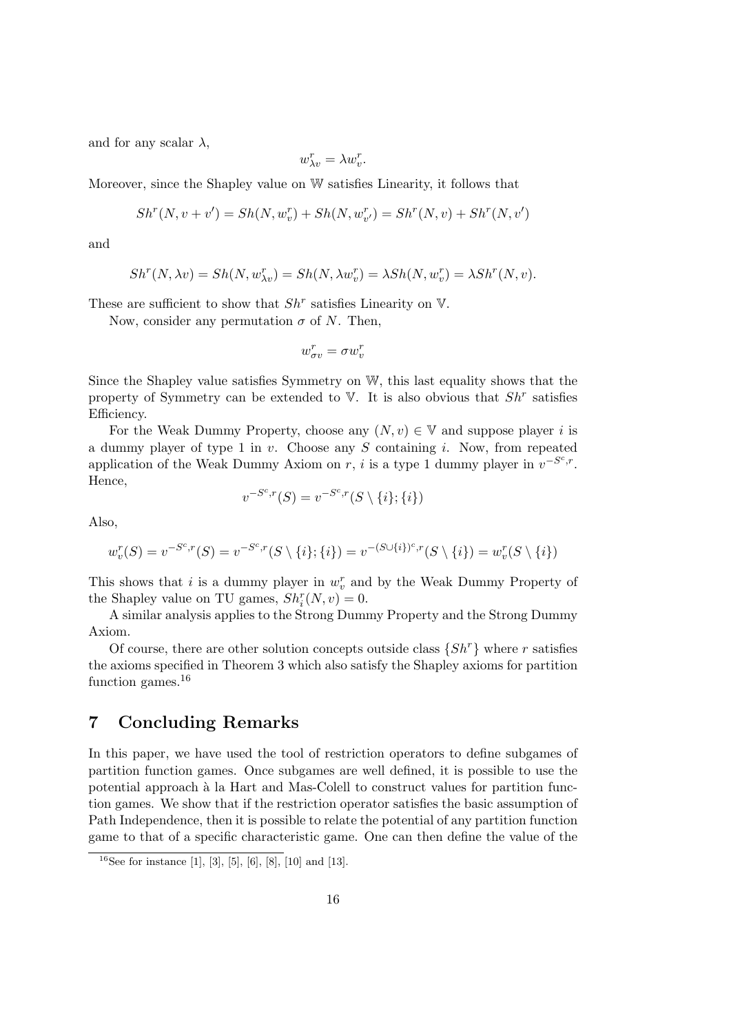and for any scalar $\lambda$,

$$w^r_{\lambda v} = \lambda w^r_v.$$

Moreover, since the Shapley value on $\mathbb{W}$ satisfies Linearity, it follows that

$$Sh^r(N, v + v') = Sh(N, w^r_v) + Sh(N, w^r_{v'}) = Sh^r(N, v) + Sh^r(N, v')$$

and

$$Sh^r(N, \lambda v) = Sh(N, w^r_{\lambda v}) = Sh(N, \lambda w^r_v) = \lambda Sh(N, w^r_v) = \lambda Sh^r(N, v).$$

These are sufficient to show that $Sh^r$ satisfies Linearity on $\mathbb{V}$.

Now, consider any permutation $\sigma$ of $N$. Then,

$$w^r_{\sigma v} = \sigma w^r_v$$

Since the Shapley value satisfies Symmetry on $\mathbb{W}$, this last equality shows that the property of Symmetry can be extended to $\mathbb{V}$. It is also obvious that $Sh^r$ satisfies Efficiency.

For the Weak Dummy Property, choose any $(N, v) \in \mathbb{V}$ and suppose player $i$ is a dummy player of type 1 in $v$. Choose any $S$ containing $i$. Now, from repeated application of the Weak Dummy Axiom on $r$, $i$ is a type 1 dummy player in $v^{-S^c,r}$. Hence,

$$v^{-S^c,r}(S) = v^{-S^c,r}(S \setminus \{i\}; \{i\})$$

Also,

$$w^r_v(S) = v^{-S^c,r}(S) = v^{-S^c,r}(S \setminus \{i\}; \{i\}) = v^{-(S \cup \{i\})^c,r}(S \setminus \{i\}) = w^r_v(S \setminus \{i\})$$

This shows that $i$ is a dummy player in $w^r_v$ and by the Weak Dummy Property of the Shapley value on TU games, $Sh^r_i(N, v) = 0$.

A similar analysis applies to the Strong Dummy Property and the Strong Dummy Axiom.

Of course, there are other solution concepts outside class $\{Sh^r\}$ where $r$ satisfies the axioms specified in Theorem 3 which also satisfy the Shapley axioms for partition function games.[16]

## 7 Concluding Remarks

In this paper, we have used the tool of restriction operators to define subgames of partition function games. Once subgames are well defined, it is possible to use the potential approach à la Hart and Mas-Colell to construct values for partition function games. We show that if the restriction operator satisfies the basic assumption of Path Independence, then it is possible to relate the potential of any partition function game to that of a specific characteristic game. One can then define the value of the

[16] See for instance [1], [3], [5], [6], [8], [10] and [13].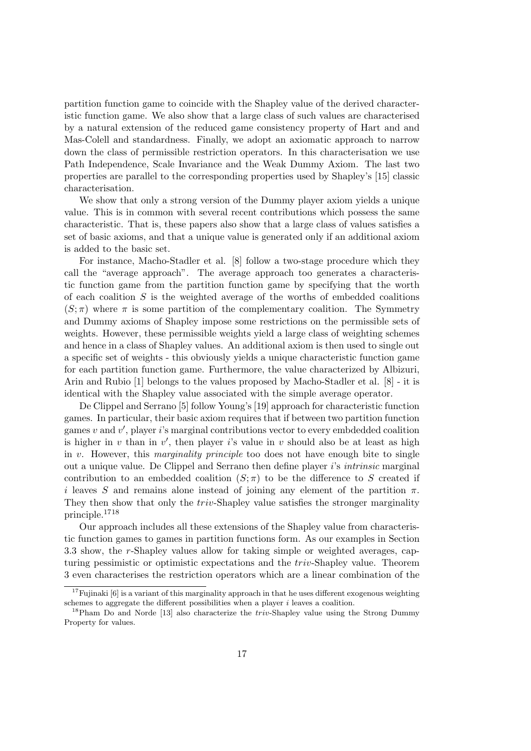partition function game to coincide with the Shapley value of the derived characteristic function game. We also show that a large class of such values are characterised by a natural extension of the reduced game consistency property of Hart and and Mas-Colell and standardness. Finally, we adopt an axiomatic approach to narrow down the class of permissible restriction operators. In this characterisation we use Path Independence, Scale Invariance and the Weak Dummy Axiom. The last two properties are parallel to the corresponding properties used by Shapley's [15] classic characterisation.

We show that only a strong version of the Dummy player axiom yields a unique value. This is in common with several recent contributions which possess the same characteristic. That is, these papers also show that a large class of values satisfies a set of basic axioms, and that a unique value is generated only if an additional axiom is added to the basic set.

For instance, Macho-Stadler et al. [8] follow a two-stage procedure which they call the "average approach". The average approach too generates a characteristic function game from the partition function game by specifying that the worth of each coalition $S$ is the weighted average of the worths of embedded coalitions $(S;\pi)$ where $\pi$ is some partition of the complementary coalition. The Symmetry and Dummy axioms of Shapley impose some restrictions on the permissible sets of weights. However, these permissible weights yield a large class of weighting schemes and hence in a class of Shapley values. An additional axiom is then used to single out a specific set of weights - this obviously yields a unique characteristic function game for each partition function game. Furthermore, the value characterized by Albizuri, Arin and Rubio [1] belongs to the values proposed by Macho-Stadler et al. [8] - it is identical with the Shapley value associated with the simple average operator.

De Clippel and Serrano [5] follow Young's [19] approach for characteristic function games. In particular, their basic axiom requires that if between two partition function games $v$ and $v'$, player $i$'s marginal contributions vector to every embdedded coalition is higher in $v$ than in $v'$, then player $i$'s value in $v$ should also be at least as high in $v$. However, this *marginality principle* too does not have enough bite to single out a unique value. De Clippel and Serrano then define player $i$'s *intrinsic* marginal contribution to an embedded coalition $(S;\pi)$ to be the difference to $S$ created if $i$ leaves $S$ and remains alone instead of joining any element of the partition $\pi$. They then show that only the *triv*-Shapley value satisfies the stronger marginality principle.[17][18]

Our approach includes all these extensions of the Shapley value from characteristic function games to games in partition functions form. As our examples in Section 3.3 show, the $r$-Shapley values allow for taking simple or weighted averages, capturing pessimistic or optimistic expectations and the *triv*-Shapley value. Theorem 3 even characterises the restriction operators which are a linear combination of the

[17] Fujinaki [6] is a variant of this marginality approach in that he uses different exogenous weighting schemes to aggregate the different possibilities when a player $i$ leaves a coalition.

[18] Pham Do and Norde [13] also characterize the *triv*-Shapley value using the Strong Dummy Property for values.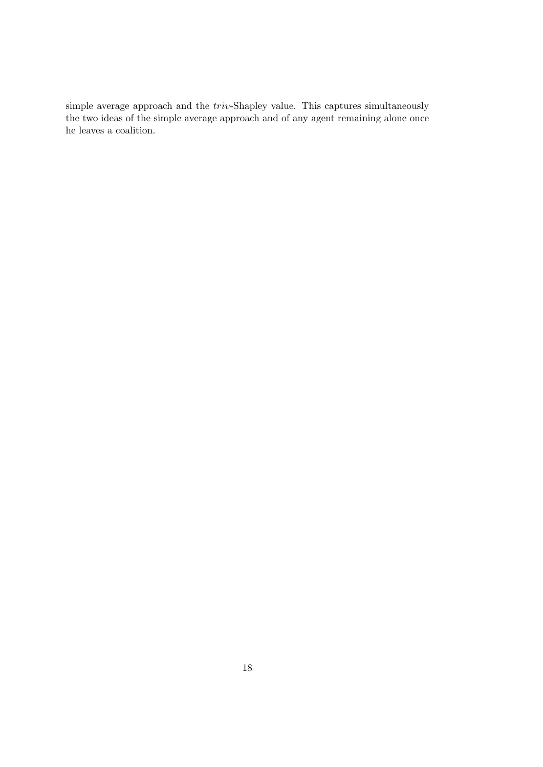simple average approach and the *triv*-Shapley value. This captures simultaneously the two ideas of the simple average approach and of any agent remaining alone once he leaves a coalition.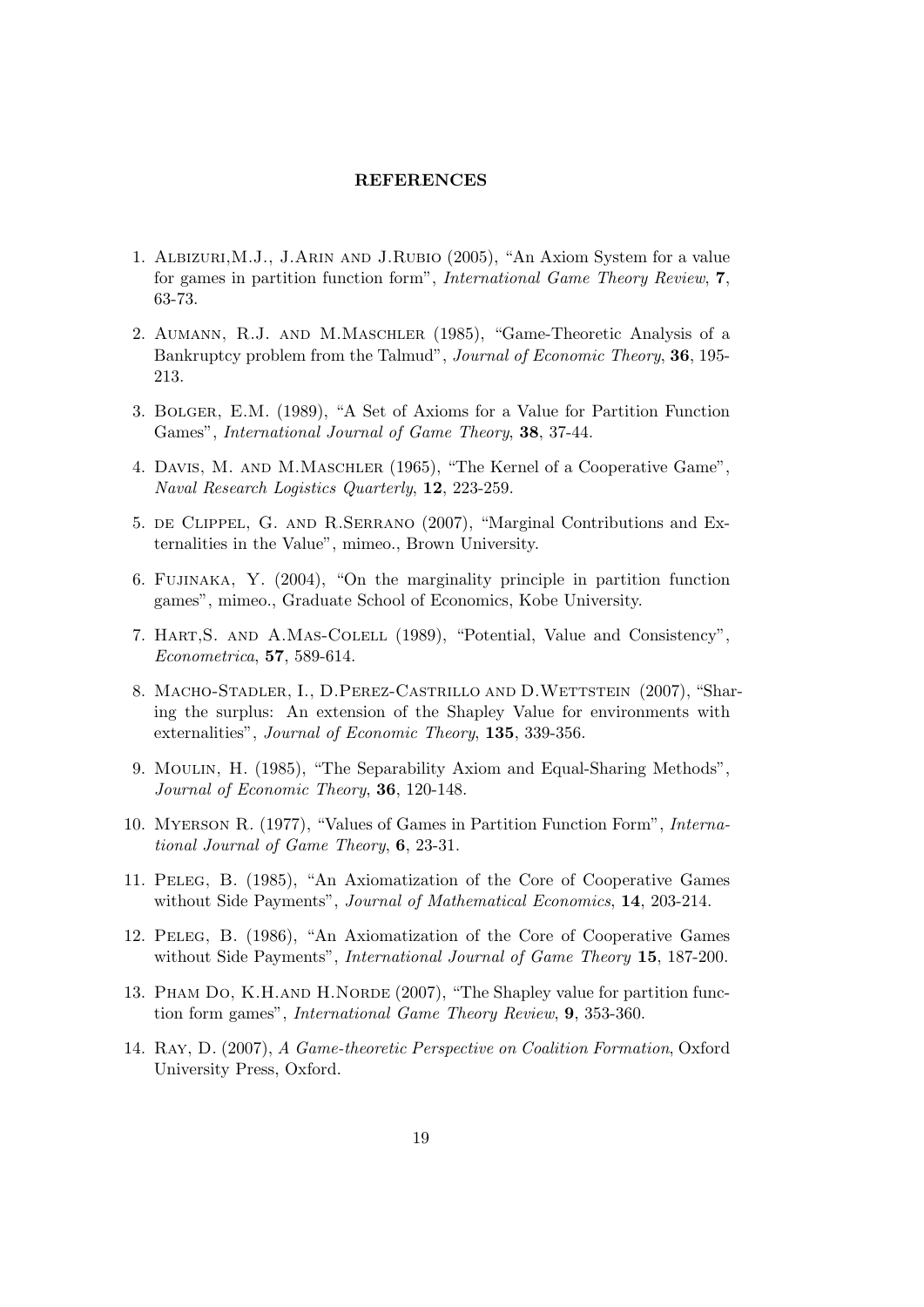## REFERENCES

1. Albizuri,M.J., J.Arin and J.Rubio (2005), "An Axiom System for a value for games in partition function form", *International Game Theory Review*, **7**, 63-73.

2. Aumann, R.J. and M.Maschler (1985), "Game-Theoretic Analysis of a Bankruptcy problem from the Talmud", *Journal of Economic Theory*, **36**, 195-213.

3. Bolger, E.M. (1989), "A Set of Axioms for a Value for Partition Function Games", *International Journal of Game Theory*, **38**, 37-44.

4. Davis, M. and M.Maschler (1965), "The Kernel of a Cooperative Game", *Naval Research Logistics Quarterly*, **12**, 223-259.

5. de Clippel, G. and R.Serrano (2007), "Marginal Contributions and Externalities in the Value", mimeo., Brown University.

6. Fujinaka, Y. (2004), "On the marginality principle in partition function games", mimeo., Graduate School of Economics, Kobe University.

7. Hart,S. and A.Mas-Colell (1989), "Potential, Value and Consistency", *Econometrica*, **57**, 589-614.

8. Macho-Stadler, I., D.Perez-Castrillo and D.Wettstein (2007), "Sharing the surplus: An extension of the Shapley Value for environments with externalities", *Journal of Economic Theory*, **135**, 339-356.

9. Moulin, H. (1985), "The Separability Axiom and Equal-Sharing Methods", *Journal of Economic Theory*, **36**, 120-148.

10. Myerson R. (1977), "Values of Games in Partition Function Form", *International Journal of Game Theory*, **6**, 23-31.

11. Peleg, B. (1985), "An Axiomatization of the Core of Cooperative Games without Side Payments", *Journal of Mathematical Economics*, **14**, 203-214.

12. Peleg, B. (1986), "An Axiomatization of the Core of Cooperative Games without Side Payments", *International Journal of Game Theory* **15**, 187-200.

13. Pham Do, K.H.and H.Norde (2007), "The Shapley value for partition function form games", *International Game Theory Review*, **9**, 353-360.

14. Ray, D. (2007), *A Game-theoretic Perspective on Coalition Formation*, Oxford University Press, Oxford.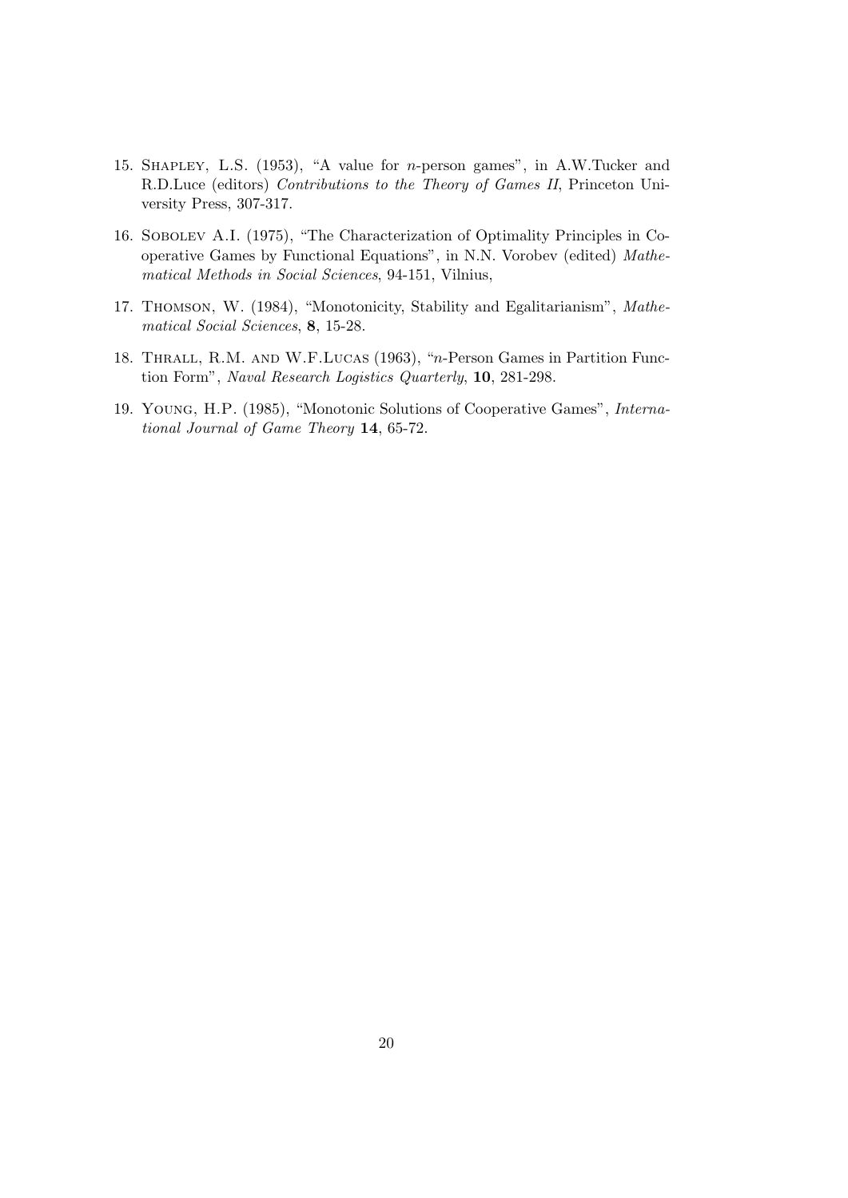15. Shapley, L.S. (1953), "A value for $n$-person games", in A.W.Tucker and R.D.Luce (editors) *Contributions to the Theory of Games II*, Princeton University Press, 307-317.

16. Sobolev A.I. (1975), "The Characterization of Optimality Principles in Cooperative Games by Functional Equations", in N.N. Vorobev (edited) *Mathematical Methods in Social Sciences*, 94-151, Vilnius,

17. Thomson, W. (1984), "Monotonicity, Stability and Egalitarianism", *Mathematical Social Sciences*, **8**, 15-28.

18. Thrall, R.M. and W.F.Lucas (1963), "$n$-Person Games in Partition Function Form", *Naval Research Logistics Quarterly*, **10**, 281-298.

19. Young, H.P. (1985), "Monotonic Solutions of Cooperative Games", *International Journal of Game Theory* **14**, 65-72.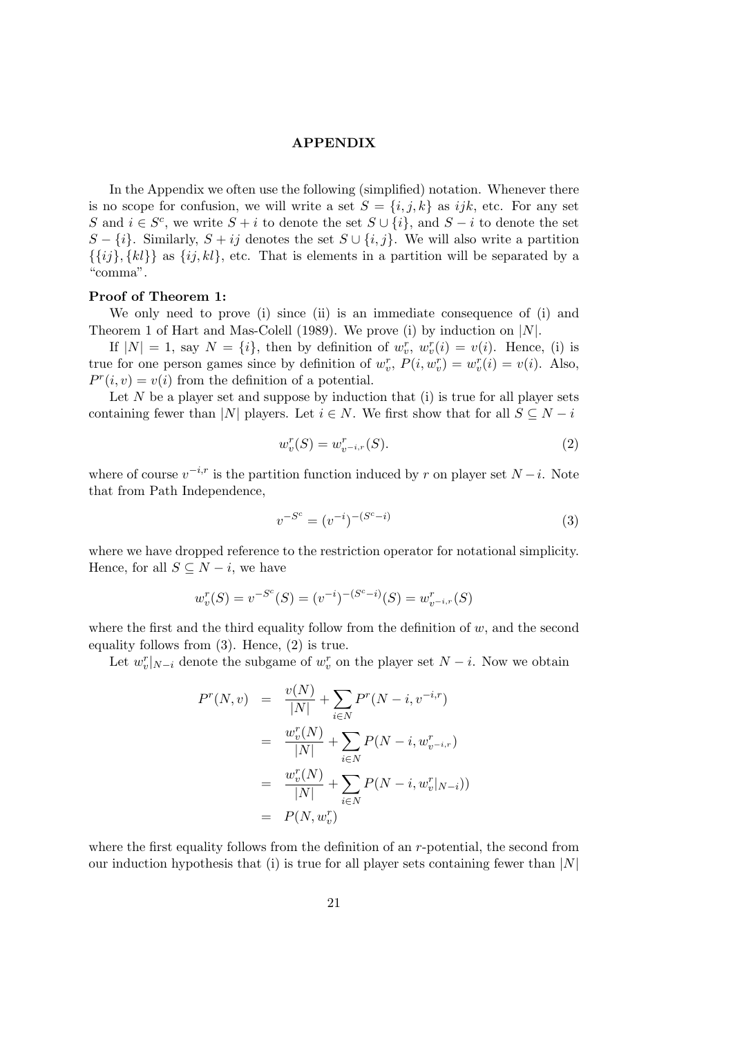## APPENDIX

In the Appendix we often use the following (simplified) notation. Whenever there is no scope for confusion, we will write a set $S = \{i, j, k\}$ as $ijk$, etc. For any set $S$ and $i \in S^c$, we write $S + i$ to denote the set $S \cup \{i\}$, and $S - i$ to denote the set $S - \{i\}$. Similarly, $S + ij$ denotes the set $S \cup \{i, j\}$. We will also write a partition $\{\{ij\}, \{kl\}\}$ as $\{ij, kl\}$, etc. That is elements in a partition will be separated by a "comma".

**Proof of Theorem 1:**

We only need to prove (i) since (ii) is an immediate consequence of (i) and Theorem 1 of Hart and Mas-Colell (1989). We prove (i) by induction on $|N|$.

If $|N| = 1$, say $N = \{i\}$, then by definition of $w_v^r$, $w_v^r(i) = v(i)$. Hence, (i) is true for one person games since by definition of $w_v^r$, $P(i, w_v^r) = w_v^r(i) = v(i)$. Also, $P^r(i, v) = v(i)$ from the definition of a potential.

Let $N$ be a player set and suppose by induction that (i) is true for all player sets containing fewer than $|N|$ players. Let $i \in N$. We first show that for all $S \subseteq N - i$

$$w_v^r(S) = w_{v^{-i,r}}^r(S). \tag{2}$$

where of course $v^{-i,r}$ is the partition function induced by $r$ on player set $N - i$. Note that from Path Independence,

$$v^{-S^c} = (v^{-i})^{-(S^c - i)} \tag{3}$$

where we have dropped reference to the restriction operator for notational simplicity. Hence, for all $S \subseteq N - i$, we have

$$w_v^r(S) = v^{-S^c}(S) = (v^{-i})^{-(S^c - i)}(S) = w_{v^{-i,r}}^r(S)$$

where the first and the third equality follow from the definition of $w$, and the second equality follows from (3). Hence, (2) is true.

Let $w_v^r|_{N-i}$ denote the subgame of $w_v^r$ on the player set $N - i$. Now we obtain

$$\begin{aligned}
P^r(N, v) &= \frac{v(N)}{|N|} + \sum_{i \in N} P^r(N - i, v^{-i,r}) \\
&= \frac{w_v^r(N)}{|N|} + \sum_{i \in N} P(N - i, w_{v^{-i,r}}^r) \\
&= \frac{w_v^r(N)}{|N|} + \sum_{i \in N} P(N - i, w_v^r|_{N-i})) \\
&= P(N, w_v^r)
\end{aligned}$$

where the first equality follows from the definition of an $r$-potential, the second from our induction hypothesis that (i) is true for all player sets containing fewer than $|N|$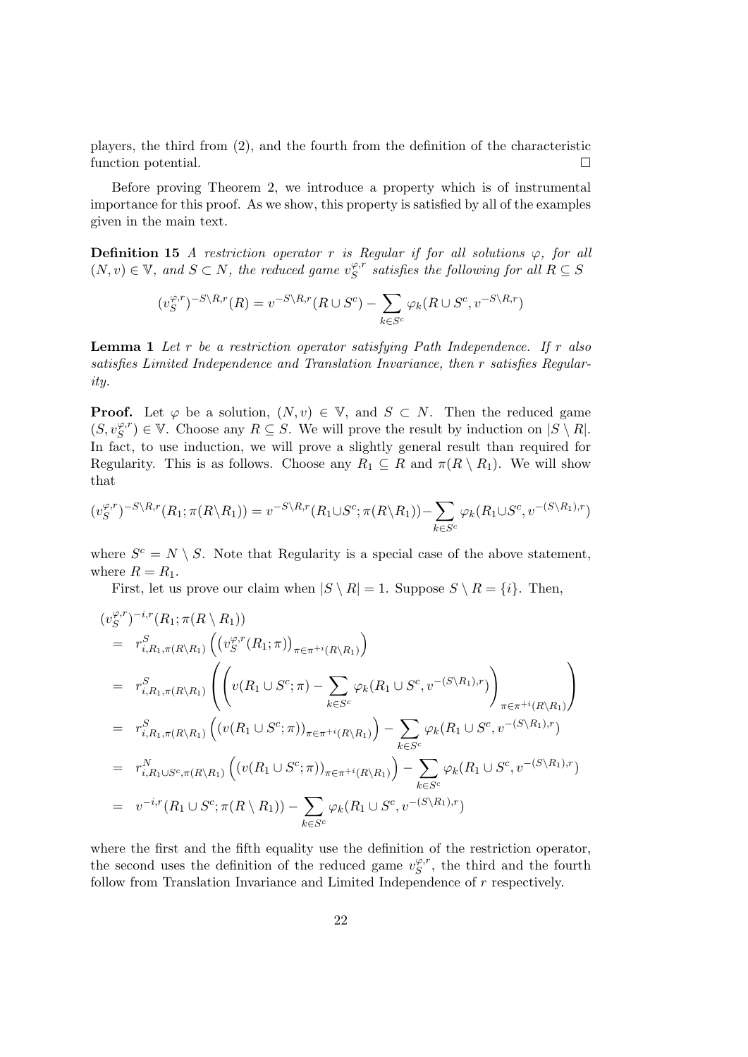players, the third from (2), and the fourth from the definition of the characteristic function potential. $\square$

Before proving Theorem 2, we introduce a property which is of instrumental importance for this proof. As we show, this property is satisfied by all of the examples given in the main text.

**Definition 15** *A restriction operator $r$ is Regular if for all solutions $\varphi$, for all $(N, v) \in \mathbb{V}$, and $S \subset N$, the reduced game $v_S^{\varphi,r}$ satisfies the following for all $R \subseteq S$*

$$(v_S^{\varphi,r})^{-S\setminus R,r}(R) = v^{-S\setminus R,r}(R \cup S^c) - \sum_{k \in S^c} \varphi_k(R \cup S^c, v^{-S\setminus R,r})$$

**Lemma 1** *Let $r$ be a restriction operator satisfying Path Independence. If $r$ also satisfies Limited Independence and Translation Invariance, then $r$ satisfies Regularity.*

**Proof.** Let $\varphi$ be a solution, $(N, v) \in \mathbb{V}$, and $S \subset N$. Then the reduced game $(S, v_S^{\varphi,r}) \in \mathbb{V}$. Choose any $R \subseteq S$. We will prove the result by induction on $|S \setminus R|$. In fact, to use induction, we will prove a slightly general result than required for Regularity. This is as follows. Choose any $R_1 \subseteq R$ and $\pi(R \setminus R_1)$. We will show that

$$(v_S^{\varphi,r})^{-S\setminus R,r}(R_1; \pi(R\setminus R_1)) = v^{-S\setminus R,r}(R_1 \cup S^c; \pi(R\setminus R_1)) - \sum_{k \in S^c} \varphi_k(R_1 \cup S^c, v^{-(S\setminus R_1),r})$$

where $S^c = N \setminus S$. Note that Regularity is a special case of the above statement, where $R = R_1$.

First, let us prove our claim when $|S \setminus R| = 1$. Suppose $S \setminus R = \{i\}$. Then,

$$\begin{aligned}
&(v_S^{\varphi,r})^{-i,r}(R_1; \pi(R \setminus R_1)) \\
&= r^S_{i,R_1,\pi(R\setminus R_1)}\left(\left(v_S^{\varphi,r}(R_1; \pi)\right)_{\pi \in \pi^{+i}(R\setminus R_1)}\right) \\
&= r^S_{i,R_1,\pi(R\setminus R_1)}\left(\left(v(R_1 \cup S^c; \pi) - \sum_{k \in S^c} \varphi_k(R_1 \cup S^c, v^{-(S\setminus R_1),r})\right)_{\pi \in \pi^{+i}(R\setminus R_1)}\right) \\
&= r^S_{i,R_1,\pi(R\setminus R_1)}\left(\left(v(R_1 \cup S^c; \pi)\right)_{\pi \in \pi^{+i}(R\setminus R_1)}\right) - \sum_{k \in S^c} \varphi_k(R_1 \cup S^c, v^{-(S\setminus R_1),r}) \\
&= r^N_{i,R_1 \cup S^c,\pi(R\setminus R_1)}\left(\left(v(R_1 \cup S^c; \pi)\right)_{\pi \in \pi^{+i}(R\setminus R_1)}\right) - \sum_{k \in S^c} \varphi_k(R_1 \cup S^c, v^{-(S\setminus R_1),r}) \\
&= v^{-i,r}(R_1 \cup S^c; \pi(R \setminus R_1)) - \sum_{k \in S^c} \varphi_k(R_1 \cup S^c, v^{-(S\setminus R_1),r})
\end{aligned}$$

where the first and the fifth equality use the definition of the restriction operator, the second uses the definition of the reduced game $v_S^{\varphi,r}$, the third and the fourth follow from Translation Invariance and Limited Independence of $r$ respectively.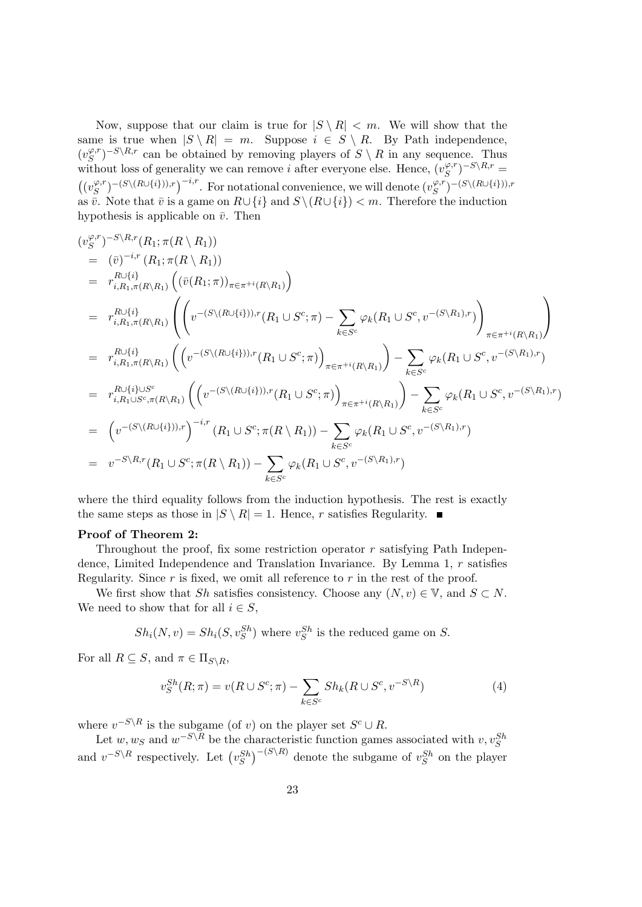Now, suppose that our claim is true for $|S \setminus R| < m$. We will show that the same is true when $|S \setminus R| = m$. Suppose $i \in S \setminus R$. By Path independence, $(v_S^{\varphi,r})^{-S\setminus R,r}$ can be obtained by removing players of $S \setminus R$ in any sequence. Thus without loss of generality we can remove $i$ after everyone else. Hence, $(v_S^{\varphi,r})^{-S\setminus R,r} = \left((v_S^{\varphi,r})^{-(S\setminus(R\cup\{i\})),r}\right)^{-i,r}$. For notational convenience, we will denote $(v_S^{\varphi,r})^{-(S\setminus(R\cup\{i\})),r}$ as $\bar{v}$. Note that $\bar{v}$ is a game on $R\cup\{i\}$ and $S\setminus(R\cup\{i\}) < m$. Therefore the induction hypothesis is applicable on $\bar{v}$. Then

$$
\begin{aligned}
&(v_S^{\varphi,r})^{-S\setminus R,r}(R_1; \pi(R \setminus R_1)) \\
&= (\bar{v})^{-i,r}(R_1; \pi(R \setminus R_1)) \\
&= r^{R\cup\{i\}}_{i,R_1,\pi(R\setminus R_1)}\left((\bar{v}(R_1;\pi))_{\pi\in\pi^{+i}(R\setminus R_1)}\right) \\
&= r^{R\cup\{i\}}_{i,R_1,\pi(R\setminus R_1)}\left(\left(v^{-(S\setminus(R\cup\{i\})),r}(R_1\cup S^c;\pi) - \sum_{k\in S^c}\varphi_k(R_1\cup S^c, v^{-(S\setminus R_1),r})\right)_{\pi\in\pi^{+i}(R\setminus R_1)}\right) \\
&= r^{R\cup\{i\}}_{i,R_1,\pi(R\setminus R_1)}\left(\left(v^{-(S\setminus(R\cup\{i\})),r}(R_1\cup S^c;\pi)\right)_{\pi\in\pi^{+i}(R\setminus R_1)}\right) - \sum_{k\in S^c}\varphi_k(R_1\cup S^c, v^{-(S\setminus R_1),r}) \\
&= r^{R\cup\{i\}\cup S^c}_{i,R_1\cup S^c,\pi(R\setminus R_1)}\left(\left(v^{-(S\setminus(R\cup\{i\})),r}(R_1\cup S^c;\pi)\right)_{\pi\in\pi^{+i}(R\setminus R_1)}\right) - \sum_{k\in S^c}\varphi_k(R_1\cup S^c, v^{-(S\setminus R_1),r}) \\
&= \left(v^{-(S\setminus(R\cup\{i\})),r}\right)^{-i,r}(R_1\cup S^c;\pi(R\setminus R_1)) - \sum_{k\in S^c}\varphi_k(R_1\cup S^c, v^{-(S\setminus R_1),r}) \\
&= v^{-S\setminus R,r}(R_1\cup S^c;\pi(R\setminus R_1)) - \sum_{k\in S^c}\varphi_k(R_1\cup S^c, v^{-(S\setminus R_1),r})
\end{aligned}
$$

where the third equality follows from the induction hypothesis. The rest is exactly the same steps as those in $|S \setminus R| = 1$. Hence, $r$ satisfies Regularity. ∎

**Proof of Theorem 2:**

Throughout the proof, fix some restriction operator $r$ satisfying Path Independence, Limited Independence and Translation Invariance. By Lemma 1, $r$ satisfies Regularity. Since $r$ is fixed, we omit all reference to $r$ in the rest of the proof.

We first show that $Sh$ satisfies consistency. Choose any $(N, v) \in \mathbb{V}$, and $S \subset N$. We need to show that for all $i \in S$,

$$Sh_i(N, v) = Sh_i(S, v_S^{Sh}) \text{ where } v_S^{Sh} \text{ is the reduced game on } S.$$

For all $R \subseteq S$, and $\pi \in \Pi_{S\setminus R}$,

$$v_S^{Sh}(R;\pi) = v(R\cup S^c;\pi) - \sum_{k\in S^c} Sh_k(R\cup S^c, v^{-S\setminus R}) \tag{4}$$

where $v^{-S\setminus R}$ is the subgame (of $v$) on the player set $S^c \cup R$.

Let $w, w_S$ and $w^{-S\setminus R}$ be the characteristic function games associated with $v, v_S^{Sh}$ and $v^{-S\setminus R}$ respectively. Let $\left(v_S^{Sh}\right)^{-(S\setminus R)}$ denote the subgame of $v_S^{Sh}$ on the player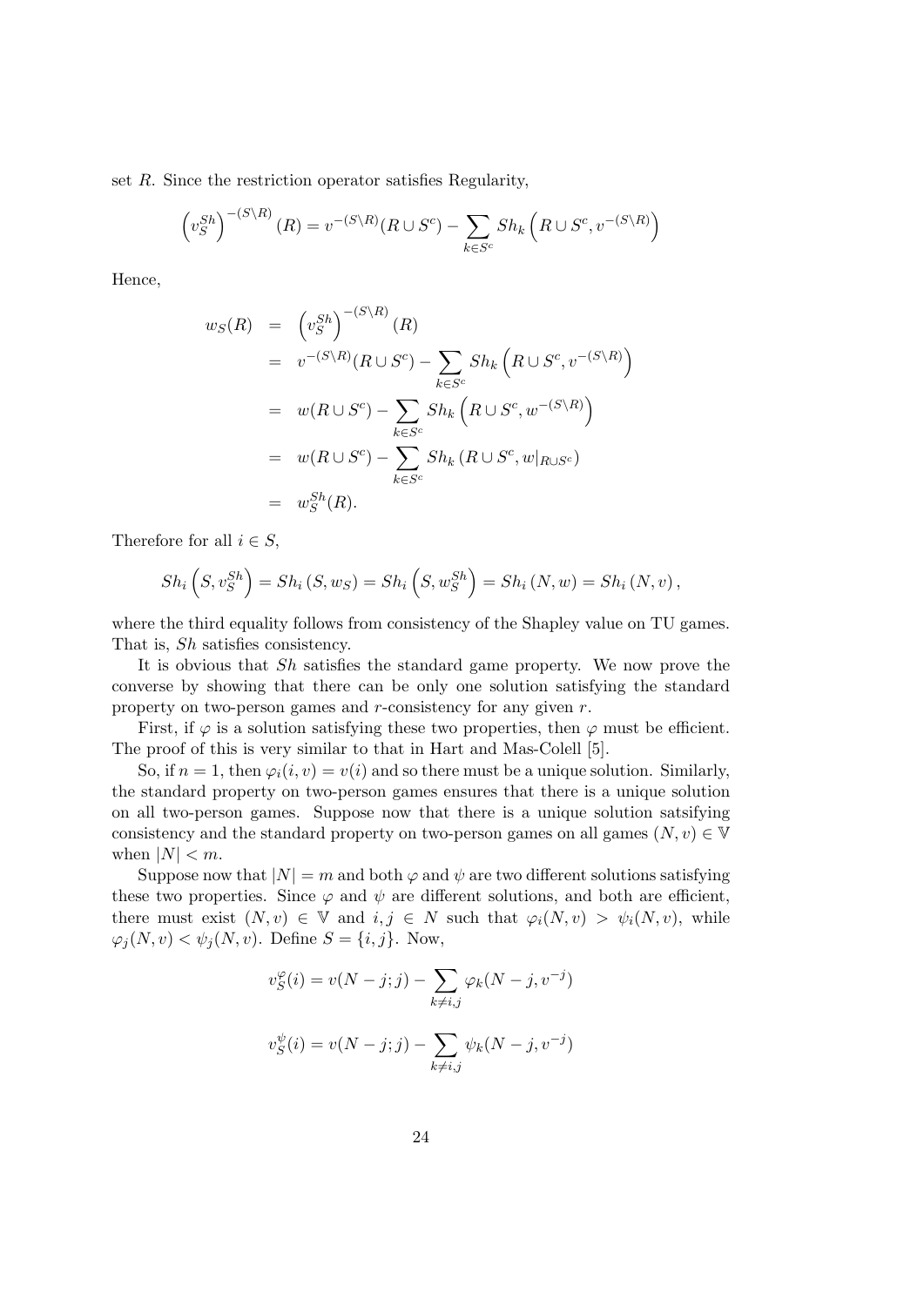set $R$. Since the restriction operator satisfies Regularity,

$$\left(v_S^{Sh}\right)^{-(S\setminus R)}(R) = v^{-(S\setminus R)}(R\cup S^c) - \sum_{k\in S^c} Sh_k\left(R\cup S^c, v^{-(S\setminus R)}\right)$$

Hence,

$$\begin{aligned}
w_S(R) &= \left(v_S^{Sh}\right)^{-(S\setminus R)}(R) \\
&= v^{-(S\setminus R)}(R\cup S^c) - \sum_{k\in S^c} Sh_k\left(R\cup S^c, v^{-(S\setminus R)}\right) \\
&= w(R\cup S^c) - \sum_{k\in S^c} Sh_k\left(R\cup S^c, w^{-(S\setminus R)}\right) \\
&= w(R\cup S^c) - \sum_{k\in S^c} Sh_k\left(R\cup S^c, w|_{R\cup S^c}\right) \\
&= w_S^{Sh}(R).
\end{aligned}$$

Therefore for all $i\in S$,

$$Sh_i\left(S, v_S^{Sh}\right) = Sh_i\left(S, w_S\right) = Sh_i\left(S, w_S^{Sh}\right) = Sh_i\left(N, w\right) = Sh_i\left(N, v\right),$$

where the third equality follows from consistency of the Shapley value on TU games. That is, $Sh$ satisfies consistency.

It is obvious that $Sh$ satisfies the standard game property. We now prove the converse by showing that there can be only one solution satisfying the standard property on two-person games and $r$-consistency for any given $r$.

First, if $\varphi$ is a solution satisfying these two properties, then $\varphi$ must be efficient. The proof of this is very similar to that in Hart and Mas-Colell [5].

So, if $n=1$, then $\varphi_i(i,v) = v(i)$ and so there must be a unique solution. Similarly, the standard property on two-person games ensures that there is a unique solution on all two-person games. Suppose now that there is a unique solution satsifying consistency and the standard property on two-person games on all games $(N,v)\in\mathbb{V}$ when $|N|<m$.

Suppose now that $|N|=m$ and both $\varphi$ and $\psi$ are two different solutions satisfying these two properties. Since $\varphi$ and $\psi$ are different solutions, and both are efficient, there must exist $(N,v)\in\mathbb{V}$ and $i,j\in N$ such that $\varphi_i(N,v)>\psi_i(N,v)$, while $\varphi_j(N,v)<\psi_j(N,v)$. Define $S=\{i,j\}$. Now,

$$v_S^{\varphi}(i) = v(N-j;j) - \sum_{k\neq i,j}\varphi_k(N-j, v^{-j})$$

$$v_S^{\psi}(i) = v(N-j;j) - \sum_{k\neq i,j}\psi_k(N-j, v^{-j})$$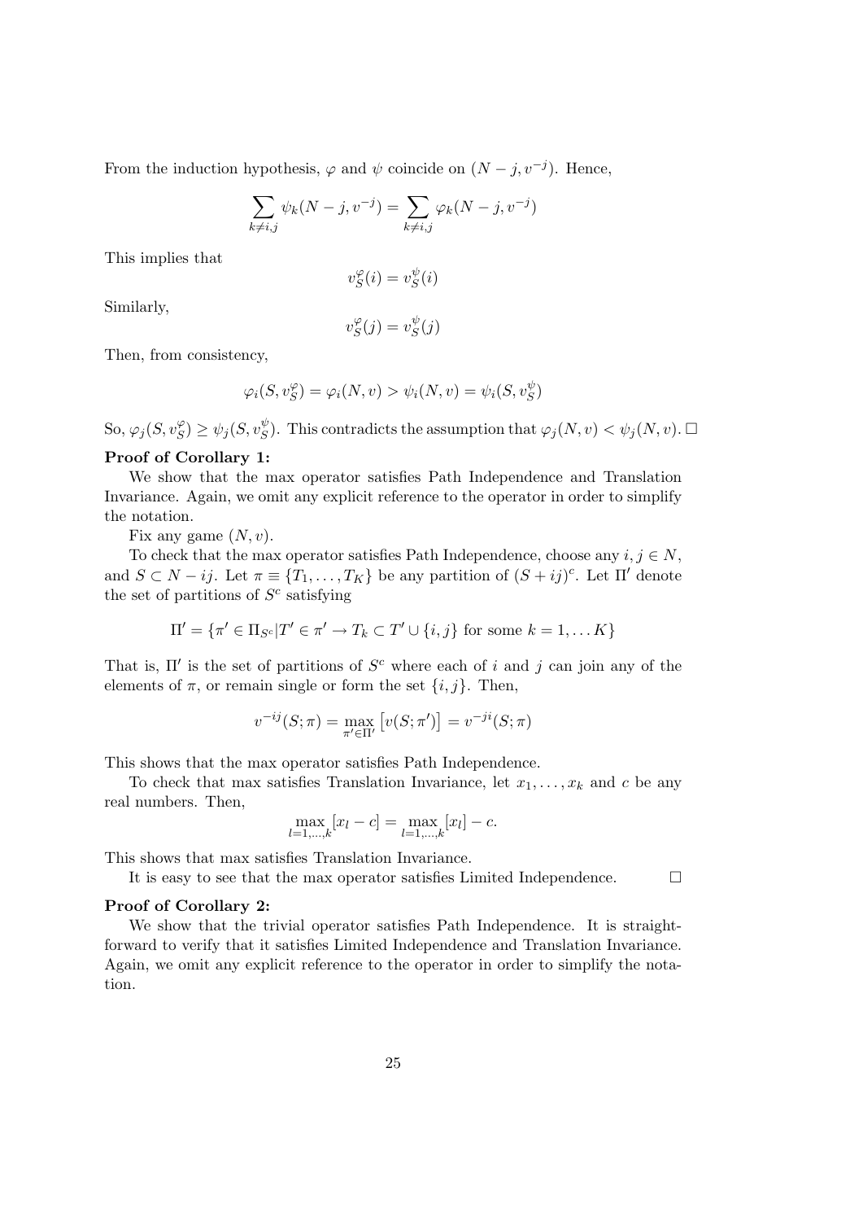From the induction hypothesis, $\varphi$ and $\psi$ coincide on $(N-j, v^{-j})$. Hence,

$$\sum_{k \neq i,j} \psi_k(N-j, v^{-j}) = \sum_{k \neq i,j} \varphi_k(N-j, v^{-j})$$

This implies that

$$v_S^{\varphi}(i) = v_S^{\psi}(i)$$

Similarly,

$$v_S^{\varphi}(j) = v_S^{\psi}(j)$$

Then, from consistency,

$$\varphi_i(S, v_S^{\varphi}) = \varphi_i(N, v) > \psi_i(N, v) = \psi_i(S, v_S^{\psi})$$

So, $\varphi_j(S, v_S^{\varphi}) \geq \psi_j(S, v_S^{\psi})$. This contradicts the assumption that $\varphi_j(N, v) < \psi_j(N, v)$. □

**Proof of Corollary 1:**

We show that the max operator satisfies Path Independence and Translation Invariance. Again, we omit any explicit reference to the operator in order to simplify the notation.

Fix any game $(N, v)$.

To check that the max operator satisfies Path Independence, choose any $i, j \in N$, and $S \subset N - ij$. Let $\pi \equiv \{T_1, \ldots, T_K\}$ be any partition of $(S + ij)^c$. Let $\Pi'$ denote the set of partitions of $S^c$ satisfying

$$\Pi' = \{\pi' \in \Pi_{S^c} | T' \in \pi' \rightarrow T_k \subset T' \cup \{i, j\} \text{ for some } k = 1, \ldots K\}$$

That is, $\Pi'$ is the set of partitions of $S^c$ where each of $i$ and $j$ can join any of the elements of $\pi$, or remain single or form the set $\{i, j\}$. Then,

$$v^{-ij}(S; \pi) = \max_{\pi' \in \Pi'} \left[ v(S; \pi') \right] = v^{-ji}(S; \pi)$$

This shows that the max operator satisfies Path Independence.

To check that max satisfies Translation Invariance, let $x_1, \ldots, x_k$ and $c$ be any real numbers. Then,

$$\max_{l=1,\ldots,k} [x_l - c] = \max_{l=1,\ldots,k} [x_l] - c.$$

This shows that max satisfies Translation Invariance.

It is easy to see that the max operator satisfies Limited Independence. □

**Proof of Corollary 2:**

We show that the trivial operator satisfies Path Independence. It is straightforward to verify that it satisfies Limited Independence and Translation Invariance. Again, we omit any explicit reference to the operator in order to simplify the notation.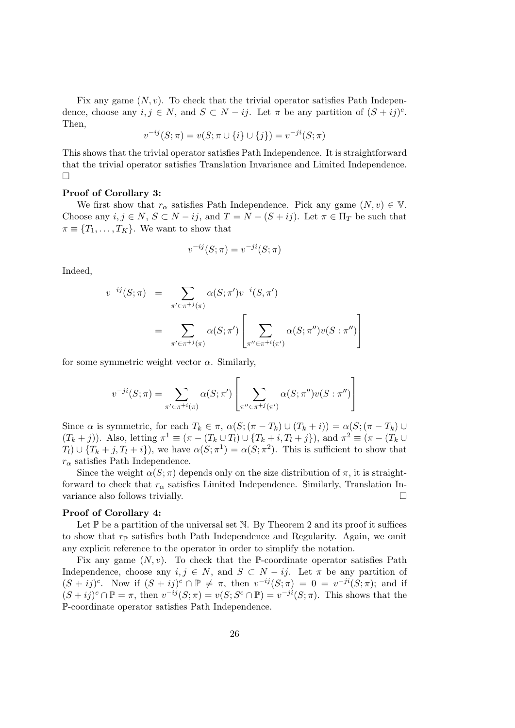Fix any game $(N, v)$. To check that the trivial operator satisfies Path Independence, choose any $i, j \in N$, and $S \subset N - ij$. Let $\pi$ be any partition of $(S + ij)^c$. Then,

$$v^{-ij}(S; \pi) = v(S; \pi \cup \{i\} \cup \{j\}) = v^{-ji}(S; \pi)$$

This shows that the trivial operator satisfies Path Independence. It is straightforward that the trivial operator satisfies Translation Invariance and Limited Independence. $\square$

**Proof of Corollary 3:**

We first show that $r_\alpha$ satisfies Path Independence. Pick any game $(N, v) \in \mathbb{V}$. Choose any $i, j \in N$, $S \subset N - ij$, and $T = N - (S + ij)$. Let $\pi \in \Pi_T$ be such that $\pi \equiv \{T_1, \ldots, T_K\}$. We want to show that

$$v^{-ij}(S; \pi) = v^{-ji}(S; \pi)$$

Indeed,

$$\begin{aligned} v^{-ij}(S; \pi) &= \sum_{\pi' \in \pi^{+j}(\pi)} \alpha(S; \pi') v^{-i}(S, \pi') \\ &= \sum_{\pi' \in \pi^{+j}(\pi)} \alpha(S; \pi') \left[ \sum_{\pi'' \in \pi^{+i}(\pi')} \alpha(S; \pi'') v(S : \pi'') \right] \end{aligned}$$

for some symmetric weight vector $\alpha$. Similarly,

$$v^{-ji}(S; \pi) = \sum_{\pi' \in \pi^{+i}(\pi)} \alpha(S; \pi') \left[ \sum_{\pi'' \in \pi^{+j}(\pi')} \alpha(S; \pi'') v(S : \pi'') \right]$$

Since $\alpha$ is symmetric, for each $T_k \in \pi$, $\alpha(S; (\pi - T_k) \cup (T_k + i)) = \alpha(S; (\pi - T_k) \cup (T_k + j))$. Also, letting $\pi^1 \equiv (\pi - (T_k \cup T_l) \cup \{T_k + i, T_l + j\})$, and $\pi^2 \equiv (\pi - (T_k \cup T_l) \cup \{T_k + j, T_l + i\})$, we have $\alpha(S; \pi^1) = \alpha(S; \pi^2)$. This is sufficient to show that $r_\alpha$ satisfies Path Independence.

Since the weight $\alpha(S; \pi)$ depends only on the size distribution of $\pi$, it is straightforward to check that $r_\alpha$ satisfies Limited Independence. Similarly, Translation Invariance also follows trivially. $\square$

**Proof of Corollary 4:**

Let $\mathbb{P}$ be a partition of the universal set $\mathbb{N}$. By Theorem 2 and its proof it suffices to show that $r_{\mathbb{P}}$ satisfies both Path Independence and Regularity. Again, we omit any explicit reference to the operator in order to simplify the notation.

Fix any game $(N, v)$. To check that the $\mathbb{P}$-coordinate operator satisfies Path Independence, choose any $i, j \in N$, and $S \subset N - ij$. Let $\pi$ be any partition of $(S + ij)^c$. Now if $(S + ij)^c \cap \mathbb{P} \neq \pi$, then $v^{-ij}(S; \pi) = 0 = v^{-ji}(S; \pi)$; and if $(S + ij)^c \cap \mathbb{P} = \pi$, then $v^{-ij}(S; \pi) = v(S; S^c \cap \mathbb{P}) = v^{-ji}(S; \pi)$. This shows that the $\mathbb{P}$-coordinate operator satisfies Path Independence.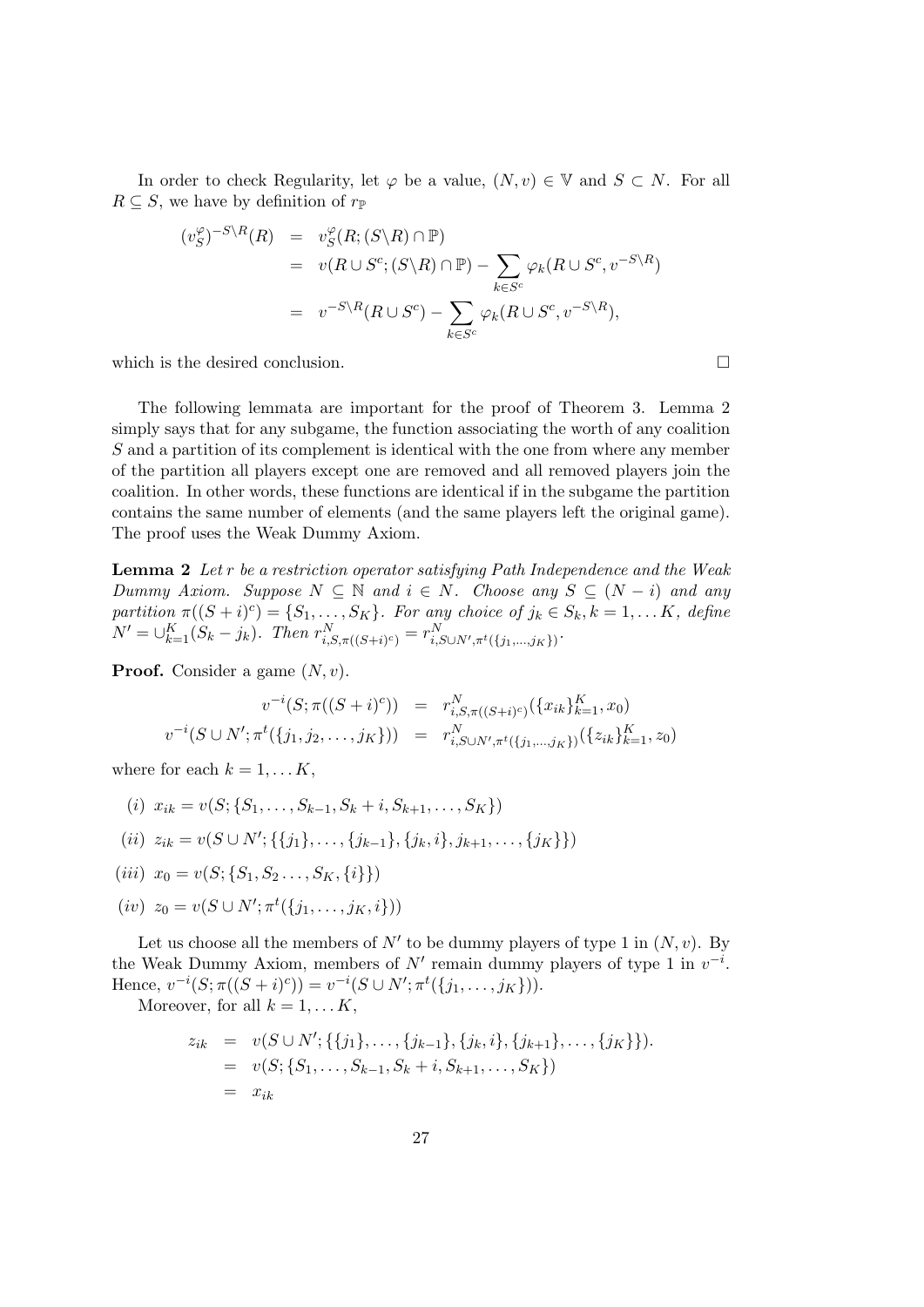In order to check Regularity, let $\varphi$ be a value, $(N, v) \in \mathbb{V}$ and $S \subset N$. For all $R \subseteq S$, we have by definition of $r_{\mathbb{P}}$

$$
\begin{aligned}
(v_S^{\varphi})^{-S\backslash R}(R) &= v_S^{\varphi}(R; (S\backslash R) \cap \mathbb{P}) \\
&= v(R \cup S^c; (S\backslash R) \cap \mathbb{P}) - \sum_{k \in S^c} \varphi_k(R \cup S^c, v^{-S\backslash R}) \\
&= v^{-S\backslash R}(R \cup S^c) - \sum_{k \in S^c} \varphi_k(R \cup S^c, v^{-S\backslash R}),
\end{aligned}
$$

which is the desired conclusion. □

The following lemmata are important for the proof of Theorem 3. Lemma 2 simply says that for any subgame, the function associating the worth of any coalition $S$ and a partition of its complement is identical with the one from where any member of the partition all players except one are removed and all removed players join the coalition. In other words, these functions are identical if in the subgame the partition contains the same number of elements (and the same players left the original game). The proof uses the Weak Dummy Axiom.

**Lemma 2** *Let $r$ be a restriction operator satisfying Path Independence and the Weak Dummy Axiom. Suppose $N \subseteq \mathbb{N}$ and $i \in N$. Choose any $S \subseteq (N - i)$ and any partition $\pi((S+i)^c) = \{S_1, \ldots, S_K\}$. For any choice of $j_k \in S_k, k = 1, \ldots K$, define $N' = \cup_{k=1}^{K}(S_k - j_k)$. Then $r^N_{i,S,\pi((S+i)^c)} = r^N_{i,S\cup N',\pi^t(\{j_1,\ldots,j_K\})}$.*

**Proof.** Consider a game $(N, v)$.

$$
\begin{aligned}
v^{-i}(S; \pi((S+i)^c)) &= r^N_{i,S,\pi((S+i)^c)}(\{x_{ik}\}_{k=1}^K, x_0) \\
v^{-i}(S \cup N'; \pi^t(\{j_1, j_2, \ldots, j_K\})) &= r^N_{i,S\cup N',\pi^t(\{j_1,\ldots,j_K\})}(\{z_{ik}\}_{k=1}^K, z_0)
\end{aligned}
$$

where for each $k = 1, \ldots K$,

(i) $x_{ik} = v(S; \{S_1, \ldots, S_{k-1}, S_k + i, S_{k+1}, \ldots, S_K\})$

(ii) $z_{ik} = v(S \cup N'; \{\{j_1\}, \ldots, \{j_{k-1}\}, \{j_k, i\}, j_{k+1}, \ldots, \{j_K\}\})$

(iii) $x_0 = v(S; \{S_1, S_2 \ldots, S_K, \{i\}\})$

(iv) $z_0 = v(S \cup N'; \pi^t(\{j_1, \ldots, j_K, i\}))$

Let us choose all the members of $N'$ to be dummy players of type 1 in $(N, v)$. By the Weak Dummy Axiom, members of $N'$ remain dummy players of type 1 in $v^{-i}$. Hence, $v^{-i}(S; \pi((S+i)^c)) = v^{-i}(S \cup N'; \pi^t(\{j_1, \ldots, j_K\}))$.

Moreover, for all $k = 1, \ldots K$,

$$
\begin{aligned}
z_{ik} &= v(S \cup N'; \{\{j_1\}, \ldots, \{j_{k-1}\}, \{j_k, i\}, \{j_{k+1}\}, \ldots, \{j_K\}\}). \\
&= v(S; \{S_1, \ldots, S_{k-1}, S_k + i, S_{k+1}, \ldots, S_K\}) \\
&= x_{ik}
\end{aligned}
$$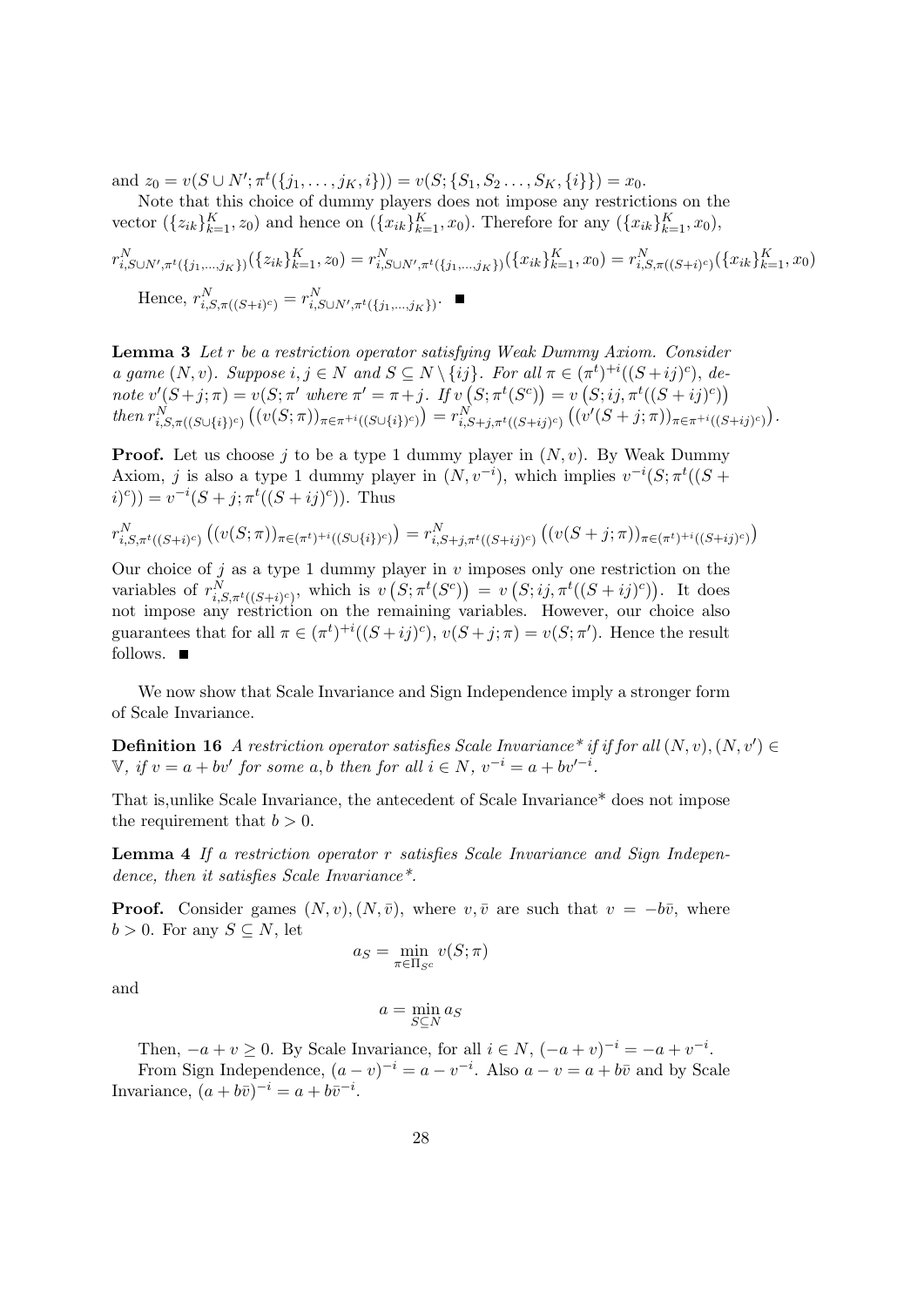and $z_0 = v(S \cup N'; \pi^t(\{j_1, \ldots, j_K, i\})) = v(S; \{S_1, S_2 \ldots, S_K, \{i\}\}) = x_0$.

Note that this choice of dummy players does not impose any restrictions on the vector $(\{z_{ik}\}_{k=1}^K, z_0)$ and hence on $(\{x_{ik}\}_{k=1}^K, x_0)$. Therefore for any $(\{x_{ik}\}_{k=1}^K, x_0)$,

$$r^N_{i,S\cup N',\pi^t(\{j_1,\ldots,j_K\})}(\{z_{ik}\}_{k=1}^K, z_0) = r^N_{i,S\cup N',\pi^t(\{j_1,\ldots,j_K\})}(\{x_{ik}\}_{k=1}^K, x_0) = r^N_{i,S,\pi((S+i)^c)}(\{x_{ik}\}_{k=1}^K, x_0)$$

Hence, $r^N_{i,S,\pi((S+i)^c)} = r^N_{i,S\cup N',\pi^t(\{j_1,\ldots,j_K\})}$. ■

**Lemma 3** *Let $r$ be a restriction operator satisfying Weak Dummy Axiom. Consider a game $(N, v)$. Suppose $i, j \in N$ and $S \subseteq N \setminus \{ij\}$. For all $\pi \in (\pi^t)^{+i}((S + ij)^c)$, denote $v'(S + j; \pi) = v(S; \pi'$ where $\pi' = \pi + j$. If $v\left(S; \pi^t(S^c)\right) = v\left(S; ij, \pi^t((S + ij)^c)\right)$ then $r^N_{i,S,\pi((S\cup\{i\})^c)}\left((v(S;\pi))_{\pi\in\pi^{+i}((S\cup\{i\})^c)}\right) = r^N_{i,S+j,\pi^t((S+ij)^c)}\left((v'(S+j;\pi))_{\pi\in\pi^{+i}((S+ij)^c)}\right)$.*

**Proof.** Let us choose $j$ to be a type 1 dummy player in $(N, v)$. By Weak Dummy Axiom, $j$ is also a type 1 dummy player in $(N, v^{-i})$, which implies $v^{-i}(S; \pi^t((S + i)^c)) = v^{-i}(S + j; \pi^t((S + ij)^c))$. Thus

$$r^N_{i,S,\pi^t((S+i)^c)}\left((v(S;\pi))_{\pi\in(\pi^t)^{+i}((S\cup\{i\})^c)}\right) = r^N_{i,S+j,\pi^t((S+ij)^c)}\left((v(S+j;\pi))_{\pi\in(\pi^t)^{+i}((S+ij)^c)}\right)$$

Our choice of $j$ as a type 1 dummy player in $v$ imposes only one restriction on the variables of $r^N_{i,S,\pi^t((S+i)^c)}$, which is $v\left(S; \pi^t(S^c)\right) = v\left(S; ij, \pi^t((S + ij)^c)\right)$. It does not impose any restriction on the remaining variables. However, our choice also guarantees that for all $\pi \in (\pi^t)^{+i}((S + ij)^c)$, $v(S + j; \pi) = v(S; \pi')$. Hence the result follows. ■

We now show that Scale Invariance and Sign Independence imply a stronger form of Scale Invariance.

**Definition 16** *A restriction operator satisfies Scale Invariance\* if if for all $(N, v), (N, v') \in \mathbb{V}$, if $v = a + bv'$ for some $a, b$ then for all $i \in N$, $v^{-i} = a + bv'^{-i}$.*

That is,unlike Scale Invariance, the antecedent of Scale Invariance\* does not impose the requirement that $b > 0$.

**Lemma 4** *If a restriction operator $r$ satisfies Scale Invariance and Sign Independence, then it satisfies Scale Invariance\*.*

**Proof.** Consider games $(N, v), (N, \bar{v})$, where $v, \bar{v}$ are such that $v = -b\bar{v}$, where $b > 0$. For any $S \subseteq N$, let

$$a_S = \min_{\pi\in\Pi_{S^c}} v(S; \pi)$$

and

$$a = \min_{S\subseteq N} a_S$$

Then, $-a + v \geq 0$. By Scale Invariance, for all $i \in N$, $(-a + v)^{-i} = -a + v^{-i}$.

From Sign Independence, $(a - v)^{-i} = a - v^{-i}$. Also $a - v = a + b\bar{v}$ and by Scale Invariance, $(a + b\bar{v})^{-i} = a + b\bar{v}^{-i}$.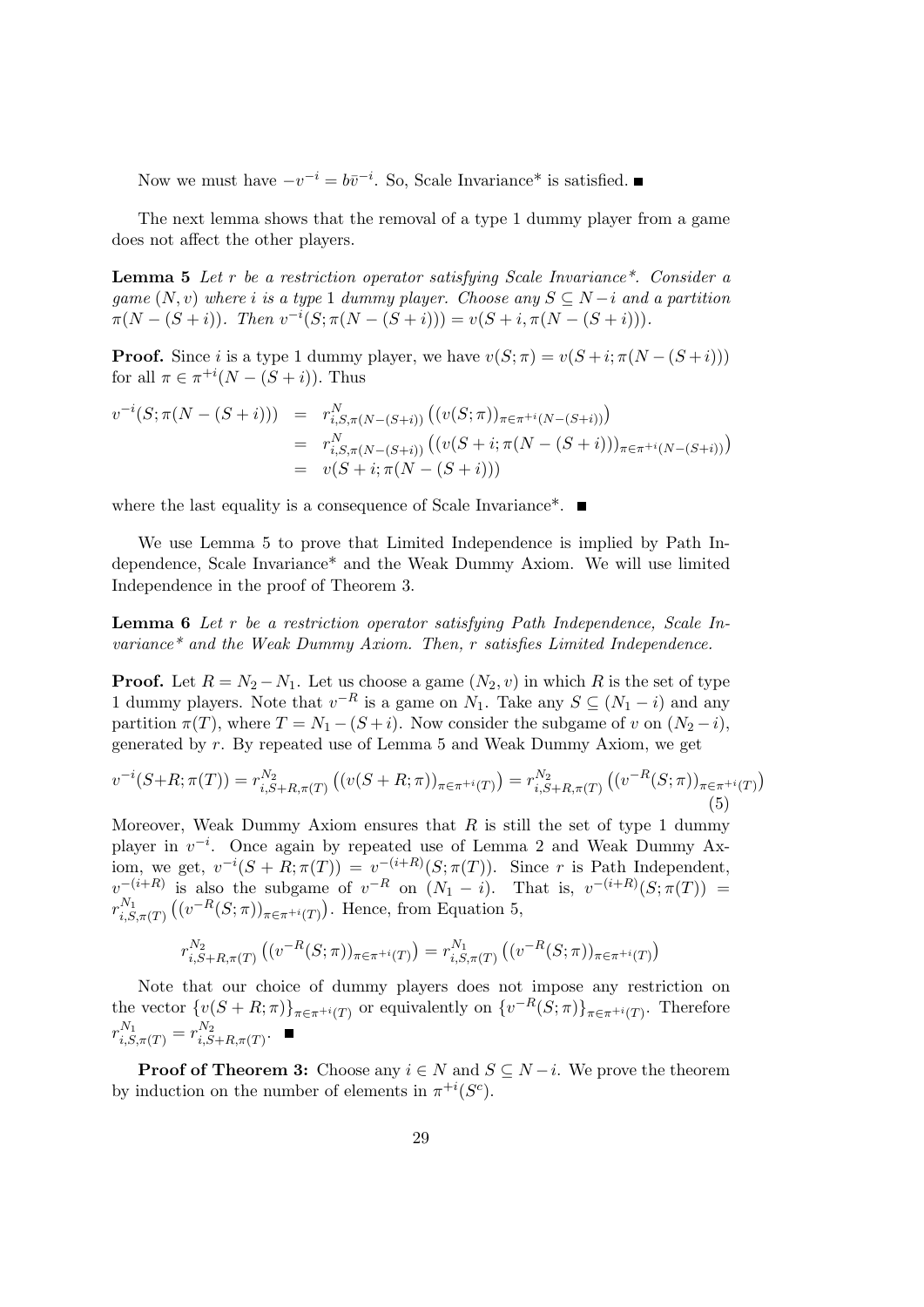Now we must have $-v^{-i} = b\bar{v}^{-i}$. So, Scale Invariance* is satisfied. ■

The next lemma shows that the removal of a type 1 dummy player from a game does not affect the other players.

**Lemma 5** *Let $r$ be a restriction operator satisfying Scale Invariance*. Consider a game $(N,v)$ where $i$ is a type 1 dummy player. Choose any $S \subseteq N - i$ and a partition $\pi(N-(S+i))$. Then $v^{-i}(S;\pi(N-(S+i))) = v(S+i,\pi(N-(S+i)))$.*

**Proof.** Since $i$ is a type 1 dummy player, we have $v(S;\pi) = v(S+i;\pi(N-(S+i)))$ for all $\pi \in \pi^{+i}(N-(S+i))$. Thus

$$\begin{aligned}
v^{-i}(S;\pi(N-(S+i))) &= r^N_{i,S,\pi(N-(S+i))}\left((v(S;\pi))_{\pi\in\pi^{+i}(N-(S+i))}\right) \\
&= r^N_{i,S,\pi(N-(S+i))}\left((v(S+i;\pi(N-(S+i))))_{\pi\in\pi^{+i}(N-(S+i))}\right) \\
&= v(S+i;\pi(N-(S+i)))
\end{aligned}$$

where the last equality is a consequence of Scale Invariance*. ■

We use Lemma 5 to prove that Limited Independence is implied by Path Independence, Scale Invariance* and the Weak Dummy Axiom. We will use limited Independence in the proof of Theorem 3.

**Lemma 6** *Let $r$ be a restriction operator satisfying Path Independence, Scale Invariance* and the Weak Dummy Axiom. Then, $r$ satisfies Limited Independence.*

**Proof.** Let $R = N_2 - N_1$. Let us choose a game $(N_2, v)$ in which $R$ is the set of type 1 dummy players. Note that $v^{-R}$ is a game on $N_1$. Take any $S \subseteq (N_1 - i)$ and any partition $\pi(T)$, where $T = N_1 - (S+i)$. Now consider the subgame of $v$ on $(N_2 - i)$, generated by $r$. By repeated use of Lemma 5 and Weak Dummy Axiom, we get

$$v^{-i}(S+R;\pi(T)) = r^{N_2}_{i,S+R,\pi(T)}\left((v(S+R;\pi))_{\pi\in\pi^{+i}(T)}\right) = r^{N_2}_{i,S+R,\pi(T)}\left((v^{-R}(S;\pi))_{\pi\in\pi^{+i}(T)}\right) \tag{5}$$

Moreover, Weak Dummy Axiom ensures that $R$ is still the set of type 1 dummy player in $v^{-i}$. Once again by repeated use of Lemma 2 and Weak Dummy Axiom, we get, $v^{-i}(S+R;\pi(T)) = v^{-(i+R)}(S;\pi(T))$. Since $r$ is Path Independent, $v^{-(i+R)}$ is also the subgame of $v^{-R}$ on $(N_1 - i)$. That is, $v^{-(i+R)}(S;\pi(T)) = r^{N_1}_{i,S,\pi(T)}\left((v^{-R}(S;\pi))_{\pi\in\pi^{+i}(T)}\right)$. Hence, from Equation 5,

$$r^{N_2}_{i,S+R,\pi(T)}\left((v^{-R}(S;\pi))_{\pi\in\pi^{+i}(T)}\right) = r^{N_1}_{i,S,\pi(T)}\left((v^{-R}(S;\pi))_{\pi\in\pi^{+i}(T)}\right)$$

Note that our choice of dummy players does not impose any restriction on the vector $\{v(S+R;\pi)\}_{\pi\in\pi^{+i}(T)}$ or equivalently on $\{v^{-R}(S;\pi)\}_{\pi\in\pi^{+i}(T)}$. Therefore $r^{N_1}_{i,S,\pi(T)} = r^{N_2}_{i,S+R,\pi(T)}$. ■

**Proof of Theorem 3:** Choose any $i \in N$ and $S \subseteq N - i$. We prove the theorem by induction on the number of elements in $\pi^{+i}(S^c)$.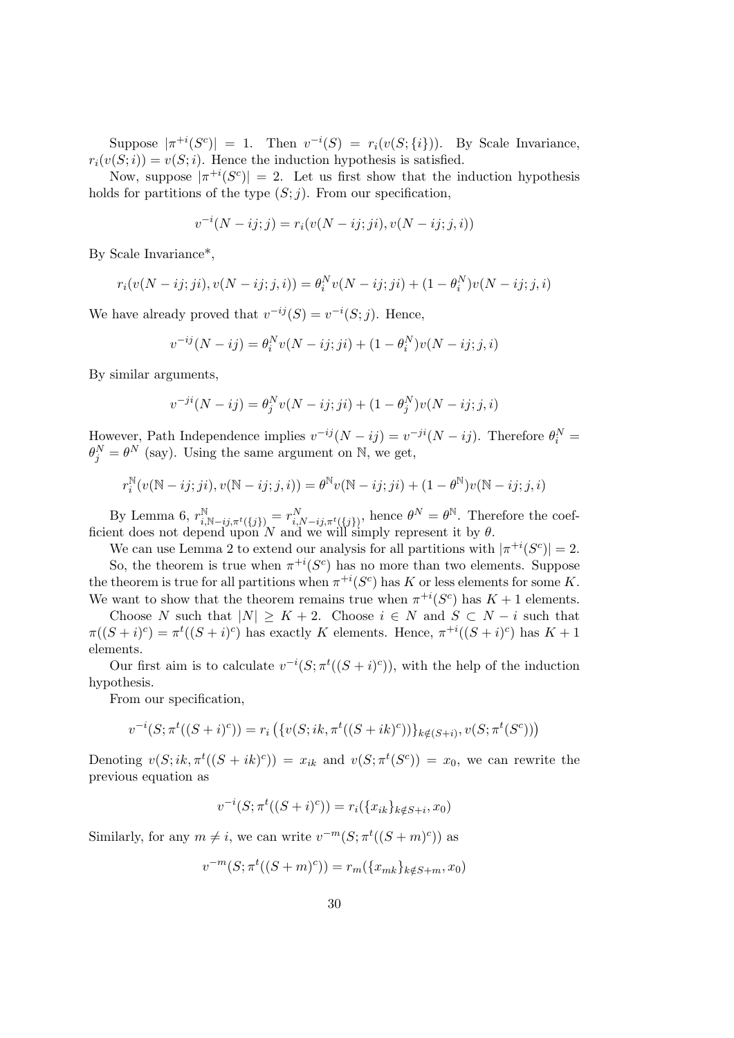Suppose $|\pi^{+i}(S^c)| = 1$. Then $v^{-i}(S) = r_i(v(S;\{i\}))$. By Scale Invariance, $r_i(v(S;i)) = v(S;i)$. Hence the induction hypothesis is satisfied.

Now, suppose $|\pi^{+i}(S^c)| = 2$. Let us first show that the induction hypothesis holds for partitions of the type $(S;j)$. From our specification,

$$v^{-i}(N-ij;j) = r_i(v(N-ij;ji), v(N-ij;j,i))$$

By Scale Invariance*,

$$r_i(v(N-ij;ji), v(N-ij;j,i)) = \theta_i^N v(N-ij;ji) + (1-\theta_i^N)v(N-ij;j,i)$$

We have already proved that $v^{-ij}(S) = v^{-i}(S;j)$. Hence,

$$v^{-ij}(N-ij) = \theta_i^N v(N-ij;ji) + (1-\theta_i^N)v(N-ij;j,i)$$

By similar arguments,

$$v^{-ji}(N-ij) = \theta_j^N v(N-ij;ji) + (1-\theta_j^N)v(N-ij;j,i)$$

However, Path Independence implies $v^{-ij}(N-ij) = v^{-ji}(N-ij)$. Therefore $\theta_i^N = \theta_j^N = \theta^N$ (say). Using the same argument on $\mathbb{N}$, we get,

$$r_i^{\mathbb{N}}(v(\mathbb{N}-ij;ji), v(\mathbb{N}-ij;j,i)) = \theta^{\mathbb{N}} v(\mathbb{N}-ij;ji) + (1-\theta^{\mathbb{N}})v(\mathbb{N}-ij;j,i)$$

By Lemma 6, $r^{\mathbb{N}}_{i,\mathbb{N}-ij,\pi^t(\{j\})} = r^{N}_{i,N-ij,\pi^t(\{j\})}$, hence $\theta^N = \theta^{\mathbb{N}}$. Therefore the coefficient does not depend upon $N$ and we will simply represent it by $\theta$.

We can use Lemma 2 to extend our analysis for all partitions with $|\pi^{+i}(S^c)| = 2$.

So, the theorem is true when $\pi^{+i}(S^c)$ has no more than two elements. Suppose the theorem is true for all partitions when $\pi^{+i}(S^c)$ has $K$ or less elements for some $K$. We want to show that the theorem remains true when $\pi^{+i}(S^c)$ has $K+1$ elements.

Choose $N$ such that $|N| \geq K+2$. Choose $i \in N$ and $S \subset N-i$ such that $\pi((S+i)^c) = \pi^t((S+i)^c)$ has exactly $K$ elements. Hence, $\pi^{+i}((S+i)^c)$ has $K+1$ elements.

Our first aim is to calculate $v^{-i}(S;\pi^t((S+i)^c))$, with the help of the induction hypothesis.

From our specification,

$$v^{-i}(S;\pi^t((S+i)^c)) = r_i\left(\{v(S;ik,\pi^t((S+ik)^c))\}_{k\notin(S+i)}, v(S;\pi^t(S^c))\right)$$

Denoting $v(S;ik,\pi^t((S+ik)^c)) = x_{ik}$ and $v(S;\pi^t(S^c)) = x_0$, we can rewrite the previous equation as

$$v^{-i}(S;\pi^t((S+i)^c)) = r_i(\{x_{ik}\}_{k\notin S+i}, x_0)$$

Similarly, for any $m \neq i$, we can write $v^{-m}(S;\pi^t((S+m)^c))$ as

$$v^{-m}(S;\pi^t((S+m)^c)) = r_m(\{x_{mk}\}_{k\notin S+m}, x_0)$$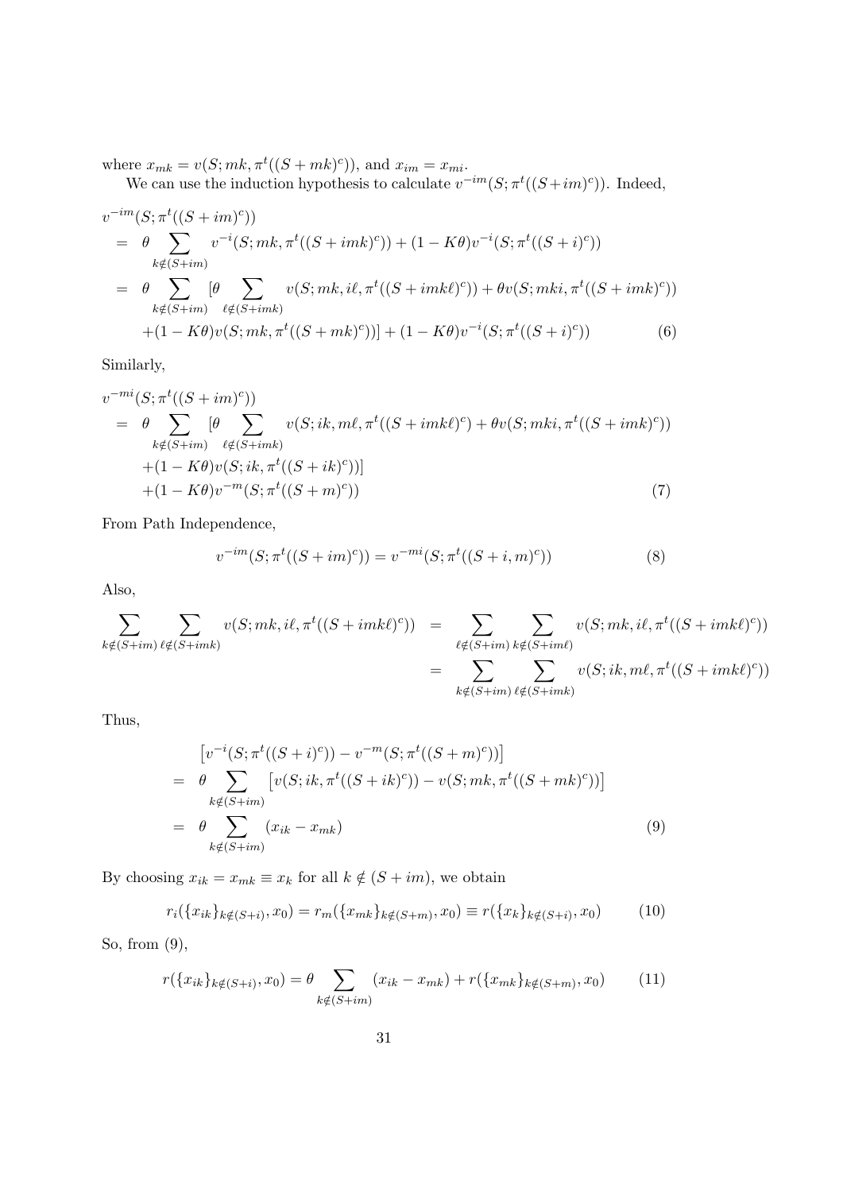where $x_{mk} = v(S; mk, \pi^t((S+mk)^c))$, and $x_{im} = x_{mi}$.

We can use the induction hypothesis to calculate $v^{-im}(S; \pi^t((S+im)^c))$. Indeed,

$$
\begin{aligned}
& v^{-im}(S; \pi^t((S+im)^c)) \\
&= \theta \sum_{k \notin (S+im)} v^{-i}(S; mk, \pi^t((S+imk)^c)) + (1-K\theta) v^{-i}(S; \pi^t((S+i)^c)) \\
&= \theta \sum_{k \notin (S+im)} [\theta \sum_{\ell \notin (S+imk)} v(S; mk, i\ell, \pi^t((S+imk\ell)^c)) + \theta v(S; mki, \pi^t((S+imk)^c)) \\
&\quad + (1-K\theta) v(S; mk, \pi^t((S+mk)^c))] + (1-K\theta) v^{-i}(S; \pi^t((S+i)^c)) \qquad (6)
\end{aligned}
$$

Similarly,

$$
\begin{aligned}
& v^{-mi}(S; \pi^t((S+im)^c)) \\
&= \theta \sum_{k \notin (S+im)} [\theta \sum_{\ell \notin (S+imk)} v(S; ik, m\ell, \pi^t((S+imk\ell)^c) + \theta v(S; mki, \pi^t((S+imk)^c)) \\
&\quad + (1-K\theta) v(S; ik, \pi^t((S+ik)^c))] \\
&\quad + (1-K\theta) v^{-m}(S; \pi^t((S+m)^c)) \qquad (7)
\end{aligned}
$$

From Path Independence,

$$
v^{-im}(S; \pi^t((S+im)^c)) = v^{-mi}(S; \pi^t((S+i,m)^c)) \qquad (8)
$$

Also,

$$
\begin{aligned}
\sum_{k \notin (S+im)} \sum_{\ell \notin (S+imk)} v(S; mk, i\ell, \pi^t((S+imk\ell)^c)) &= \sum_{\ell \notin (S+im)} \sum_{k \notin (S+im\ell)} v(S; mk, i\ell, \pi^t((S+imk\ell)^c)) \\
&= \sum_{k \notin (S+im)} \sum_{\ell \notin (S+imk)} v(S; ik, m\ell, \pi^t((S+imk\ell)^c))
\end{aligned}
$$

Thus,

$$
\begin{aligned}
& \left[ v^{-i}(S; \pi^t((S+i)^c)) - v^{-m}(S; \pi^t((S+m)^c)) \right] \\
&= \theta \sum_{k \notin (S+im)} \left[ v(S; ik, \pi^t((S+ik)^c)) - v(S; mk, \pi^t((S+mk)^c)) \right] \\
&= \theta \sum_{k \notin (S+im)} (x_{ik} - x_{mk}) \qquad (9)
\end{aligned}
$$

By choosing $x_{ik} = x_{mk} \equiv x_k$ for all $k \notin (S+im)$, we obtain

$$
r_i(\{x_{ik}\}_{k \notin (S+i)}, x_0) = r_m(\{x_{mk}\}_{k \notin (S+m)}, x_0) \equiv r(\{x_k\}_{k \notin (S+i)}, x_0) \qquad (10)
$$

So, from (9),

$$
r(\{x_{ik}\}_{k \notin (S+i)}, x_0) = \theta \sum_{k \notin (S+im)} (x_{ik} - x_{mk}) + r(\{x_{mk}\}_{k \notin (S+m)}, x_0) \qquad (11)
$$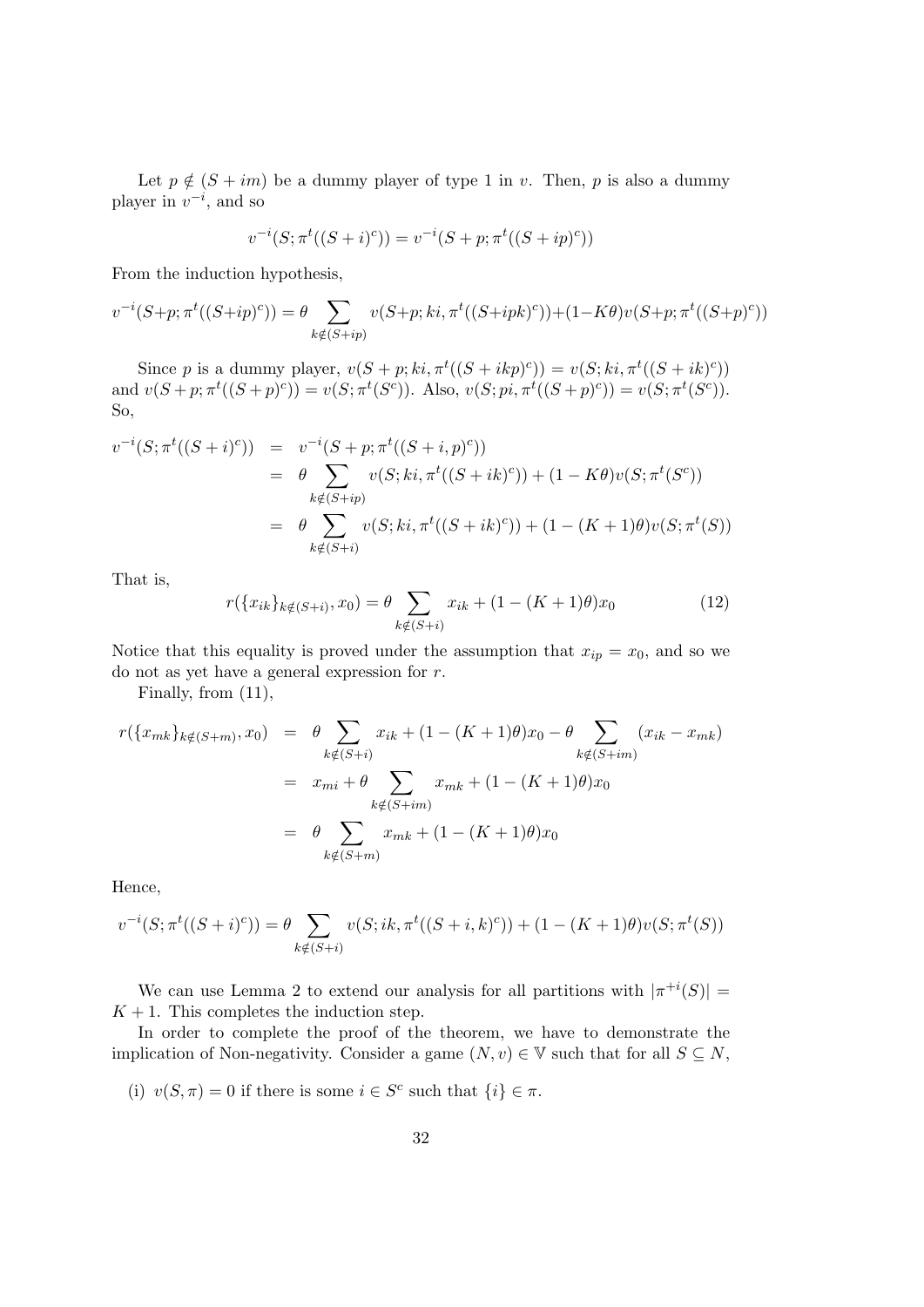Let $p \notin (S + im)$ be a dummy player of type 1 in $v$. Then, $p$ is also a dummy player in $v^{-i}$, and so

$$v^{-i}(S; \pi^t((S+i)^c)) = v^{-i}(S+p; \pi^t((S+ip)^c))$$

From the induction hypothesis,

$$v^{-i}(S+p; \pi^t((S+ip)^c)) = \theta \sum_{k \notin (S+ip)} v(S+p; ki, \pi^t((S+ipk)^c)) + (1-K\theta) v(S+p; \pi^t((S+p)^c))$$

Since $p$ is a dummy player, $v(S+p; ki, \pi^t((S+ikp)^c)) = v(S; ki, \pi^t((S+ik)^c))$ and $v(S+p; \pi^t((S+p)^c)) = v(S; \pi^t(S^c))$. Also, $v(S; pi, \pi^t((S+p)^c)) = v(S; \pi^t(S^c))$. So,

$$\begin{aligned}
v^{-i}(S; \pi^t((S+i)^c)) &= v^{-i}(S+p; \pi^t((S+i,p)^c)) \\
&= \theta \sum_{k \notin (S+ip)} v(S; ki, \pi^t((S+ik)^c)) + (1-K\theta) v(S; \pi^t(S^c)) \\
&= \theta \sum_{k \notin (S+i)} v(S; ki, \pi^t((S+ik)^c)) + (1-(K+1)\theta) v(S; \pi^t(S))
\end{aligned}$$

That is,

$$r(\{x_{ik}\}_{k \notin (S+i)}, x_0) = \theta \sum_{k \notin (S+i)} x_{ik} + (1-(K+1)\theta) x_0 \tag{12}$$

Notice that this equality is proved under the assumption that $x_{ip} = x_0$, and so we do not as yet have a general expression for $r$.

Finally, from (11),

$$\begin{aligned}
r(\{x_{mk}\}_{k \notin (S+m)}, x_0) &= \theta \sum_{k \notin (S+i)} x_{ik} + (1-(K+1)\theta) x_0 - \theta \sum_{k \notin (S+im)} (x_{ik} - x_{mk}) \\
&= x_{mi} + \theta \sum_{k \notin (S+im)} x_{mk} + (1-(K+1)\theta) x_0 \\
&= \theta \sum_{k \notin (S+m)} x_{mk} + (1-(K+1)\theta) x_0
\end{aligned}$$

Hence,

$$v^{-i}(S; \pi^t((S+i)^c)) = \theta \sum_{k \notin (S+i)} v(S; ik, \pi^t((S+i,k)^c)) + (1-(K+1)\theta) v(S; \pi^t(S))$$

We can use Lemma 2 to extend our analysis for all partitions with $|\pi^{+i}(S)| = K+1$. This completes the induction step.

In order to complete the proof of the theorem, we have to demonstrate the implication of Non-negativity. Consider a game $(N, v) \in \mathbb{V}$ such that for all $S \subseteq N$,

(i) $v(S, \pi) = 0$ if there is some $i \in S^c$ such that $\{i\} \in \pi$.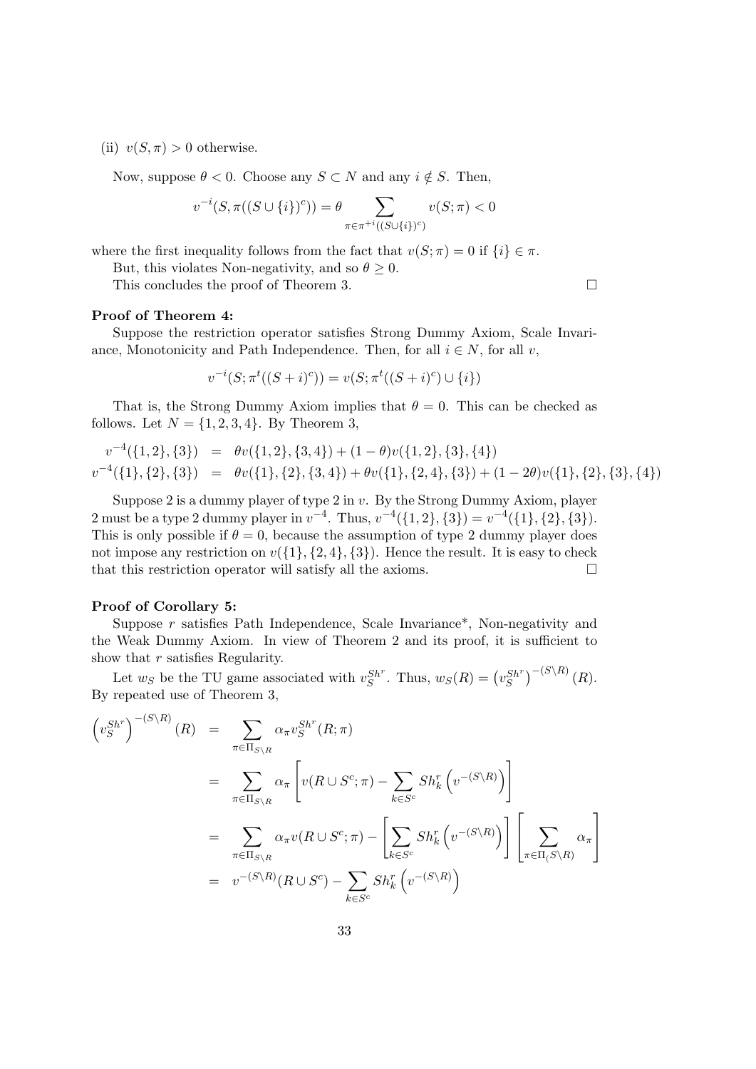(ii) $v(S, \pi) > 0$ otherwise.

Now, suppose $\theta < 0$. Choose any $S \subset N$ and any $i \notin S$. Then,

$$v^{-i}(S, \pi((S \cup \{i\})^c)) = \theta \sum_{\pi \in \pi^{+i}((S \cup \{i\})^c)} v(S; \pi) < 0$$

where the first inequality follows from the fact that $v(S; \pi) = 0$ if $\{i\} \in \pi$.

But, this violates Non-negativity, and so $\theta \geq 0$.

This concludes the proof of Theorem 3. □

**Proof of Theorem 4:**

Suppose the restriction operator satisfies Strong Dummy Axiom, Scale Invariance, Monotonicity and Path Independence. Then, for all $i \in N$, for all $v$,

$$v^{-i}(S; \pi^t((S+i)^c)) = v(S; \pi^t((S+i)^c) \cup \{i\})$$

That is, the Strong Dummy Axiom implies that $\theta = 0$. This can be checked as follows. Let $N = \{1, 2, 3, 4\}$. By Theorem 3,

$$\begin{aligned}
v^{-4}(\{1,2\},\{3\}) &= \theta v(\{1,2\},\{3,4\}) + (1-\theta) v(\{1,2\},\{3\},\{4\}) \\
v^{-4}(\{1\},\{2\},\{3\}) &= \theta v(\{1\},\{2\},\{3,4\}) + \theta v(\{1\},\{2,4\},\{3\}) + (1-2\theta) v(\{1\},\{2\},\{3\},\{4\})
\end{aligned}$$

Suppose 2 is a dummy player of type 2 in $v$. By the Strong Dummy Axiom, player 2 must be a type 2 dummy player in $v^{-4}$. Thus, $v^{-4}(\{1,2\},\{3\}) = v^{-4}(\{1\},\{2\},\{3\})$. This is only possible if $\theta = 0$, because the assumption of type 2 dummy player does not impose any restriction on $v(\{1\},\{2,4\},\{3\})$. Hence the result. It is easy to check that this restriction operator will satisfy all the axioms. □

**Proof of Corollary 5:**

Suppose $r$ satisfies Path Independence, Scale Invariance*, Non-negativity and the Weak Dummy Axiom. In view of Theorem 2 and its proof, it is sufficient to show that $r$ satisfies Regularity.

Let $w_S$ be the TU game associated with $v_S^{Sh^r}$. Thus, $w_S(R) = \left(v_S^{Sh^r}\right)^{-(S \setminus R)}(R)$. By repeated use of Theorem 3,

$$\begin{aligned}
\left(v_S^{Sh^r}\right)^{-(S\setminus R)}(R) &= \sum_{\pi \in \Pi_{S\setminus R}} \alpha_\pi v_S^{Sh^r}(R; \pi) \\
&= \sum_{\pi \in \Pi_{S\setminus R}} \alpha_\pi \left[ v(R \cup S^c; \pi) - \sum_{k \in S^c} Sh_k^r \left(v^{-(S\setminus R)}\right) \right] \\
&= \sum_{\pi \in \Pi_{S\setminus R}} \alpha_\pi v(R \cup S^c; \pi) - \left[ \sum_{k \in S^c} Sh_k^r \left(v^{-(S\setminus R)}\right) \right] \left[ \sum_{\pi \in \Pi_(S\setminus R)} \alpha_\pi \right] \\
&= v^{-(S\setminus R)}(R \cup S^c) - \sum_{k \in S^c} Sh_k^r \left(v^{-(S\setminus R)}\right)
\end{aligned}$$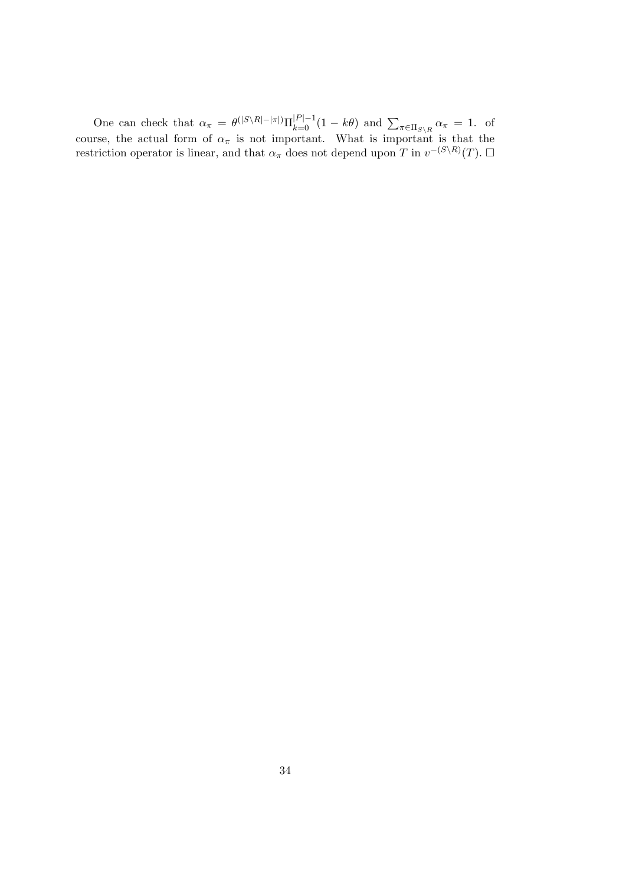One can check that $\alpha_\pi = \theta^{(|S\setminus R|-|\pi|)}\Pi_{k=0}^{|P|-1}(1-k\theta)$ and $\sum_{\pi\in\Pi_{S\setminus R}}\alpha_\pi = 1$. of course, the actual form of $\alpha_\pi$ is not important. What is important is that the restriction operator is linear, and that $\alpha_\pi$ does not depend upon $T$ in $v^{-(S\setminus R)}(T)$. $\square$